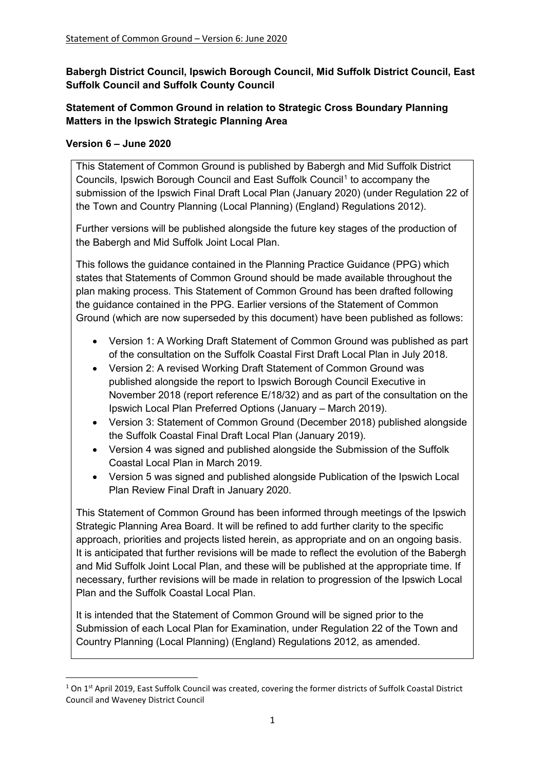Statement of Common Ground – Version 6: June 2020

**Babergh District Council, Ipswich Borough Council, Mid Suffolk District Council, East Suffolk Council and Suffolk County Council**

**Statement of Common Ground in relation to Strategic Cross Boundary Planning Matters in the Ipswich Strategic Planning Area**

**Version 6 – June 2020**

This Statement of Common Ground is published by Babergh and Mid Suffolk District Councils, Ipswich Borough Council and East Suffolk Council[1] to accompany the submission of the Ipswich Final Draft Local Plan (January 2020) (under Regulation 22 of the Town and Country Planning (Local Planning) (England) Regulations 2012).

Further versions will be published alongside the future key stages of the production of the Babergh and Mid Suffolk Joint Local Plan.

This follows the guidance contained in the Planning Practice Guidance (PPG) which states that Statements of Common Ground should be made available throughout the plan making process. This Statement of Common Ground has been drafted following the guidance contained in the PPG. Earlier versions of the Statement of Common Ground (which are now superseded by this document) have been published as follows:

- Version 1: A Working Draft Statement of Common Ground was published as part of the consultation on the Suffolk Coastal First Draft Local Plan in July 2018.
- Version 2: A revised Working Draft Statement of Common Ground was published alongside the report to Ipswich Borough Council Executive in November 2018 (report reference E/18/32) and as part of the consultation on the Ipswich Local Plan Preferred Options (January – March 2019).
- Version 3: Statement of Common Ground (December 2018) published alongside the Suffolk Coastal Final Draft Local Plan (January 2019).
- Version 4 was signed and published alongside the Submission of the Suffolk Coastal Local Plan in March 2019.
- Version 5 was signed and published alongside Publication of the Ipswich Local Plan Review Final Draft in January 2020.

This Statement of Common Ground has been informed through meetings of the Ipswich Strategic Planning Area Board. It will be refined to add further clarity to the specific approach, priorities and projects listed herein, as appropriate and on an ongoing basis. It is anticipated that further revisions will be made to reflect the evolution of the Babergh and Mid Suffolk Joint Local Plan, and these will be published at the appropriate time. If necessary, further revisions will be made in relation to progression of the Ipswich Local Plan and the Suffolk Coastal Local Plan.

It is intended that the Statement of Common Ground will be signed prior to the Submission of each Local Plan for Examination, under Regulation 22 of the Town and Country Planning (Local Planning) (England) Regulations 2012, as amended.

[1] On 1st April 2019, East Suffolk Council was created, covering the former districts of Suffolk Coastal District Council and Waveney District Council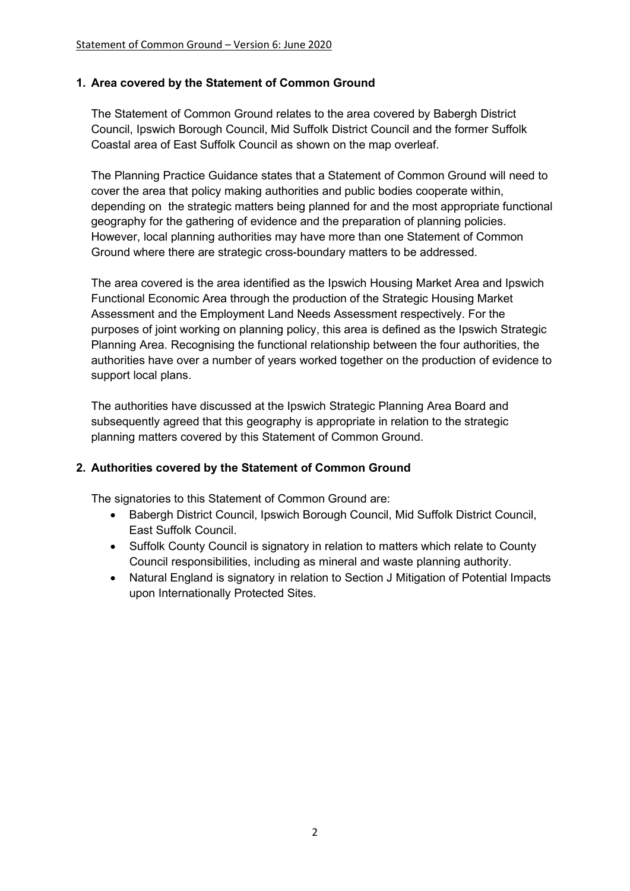## 1. Area covered by the Statement of Common Ground

The Statement of Common Ground relates to the area covered by Babergh District Council, Ipswich Borough Council, Mid Suffolk District Council and the former Suffolk Coastal area of East Suffolk Council as shown on the map overleaf.

The Planning Practice Guidance states that a Statement of Common Ground will need to cover the area that policy making authorities and public bodies cooperate within, depending on the strategic matters being planned for and the most appropriate functional geography for the gathering of evidence and the preparation of planning policies. However, local planning authorities may have more than one Statement of Common Ground where there are strategic cross-boundary matters to be addressed.

The area covered is the area identified as the Ipswich Housing Market Area and Ipswich Functional Economic Area through the production of the Strategic Housing Market Assessment and the Employment Land Needs Assessment respectively. For the purposes of joint working on planning policy, this area is defined as the Ipswich Strategic Planning Area. Recognising the functional relationship between the four authorities, the authorities have over a number of years worked together on the production of evidence to support local plans.

The authorities have discussed at the Ipswich Strategic Planning Area Board and subsequently agreed that this geography is appropriate in relation to the strategic planning matters covered by this Statement of Common Ground.

## 2. Authorities covered by the Statement of Common Ground

The signatories to this Statement of Common Ground are:

- Babergh District Council, Ipswich Borough Council, Mid Suffolk District Council, East Suffolk Council.
- Suffolk County Council is signatory in relation to matters which relate to County Council responsibilities, including as mineral and waste planning authority.
- Natural England is signatory in relation to Section J Mitigation of Potential Impacts upon Internationally Protected Sites.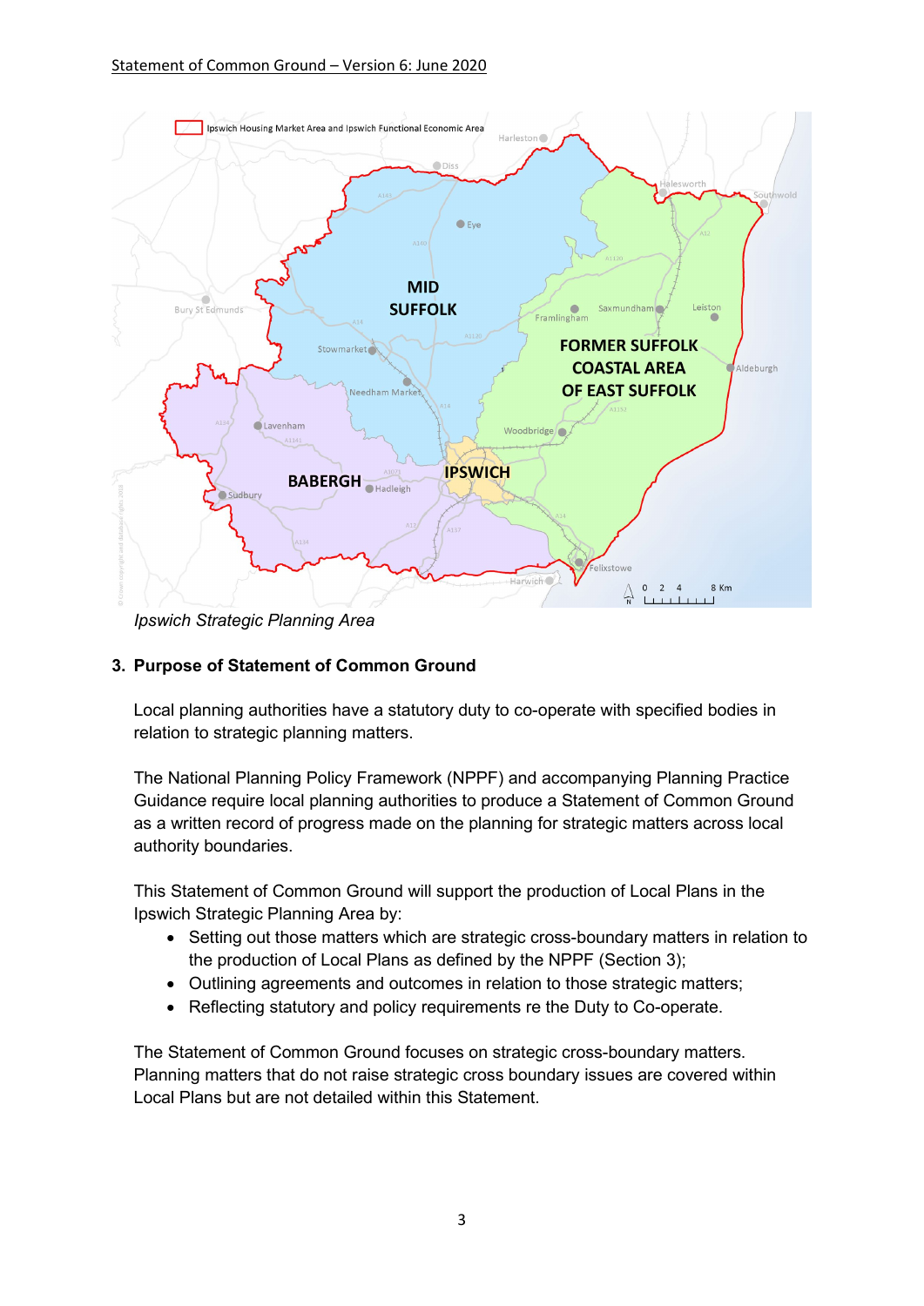*Ipswich Strategic Planning Area*

## 3. Purpose of Statement of Common Ground

Local planning authorities have a statutory duty to co-operate with specified bodies in relation to strategic planning matters.

The National Planning Policy Framework (NPPF) and accompanying Planning Practice Guidance require local planning authorities to produce a Statement of Common Ground as a written record of progress made on the planning for strategic matters across local authority boundaries.

This Statement of Common Ground will support the production of Local Plans in the Ipswich Strategic Planning Area by:

- Setting out those matters which are strategic cross-boundary matters in relation to the production of Local Plans as defined by the NPPF (Section 3);
- Outlining agreements and outcomes in relation to those strategic matters;
- Reflecting statutory and policy requirements re the Duty to Co-operate.

The Statement of Common Ground focuses on strategic cross-boundary matters. Planning matters that do not raise strategic cross boundary issues are covered within Local Plans but are not detailed within this Statement.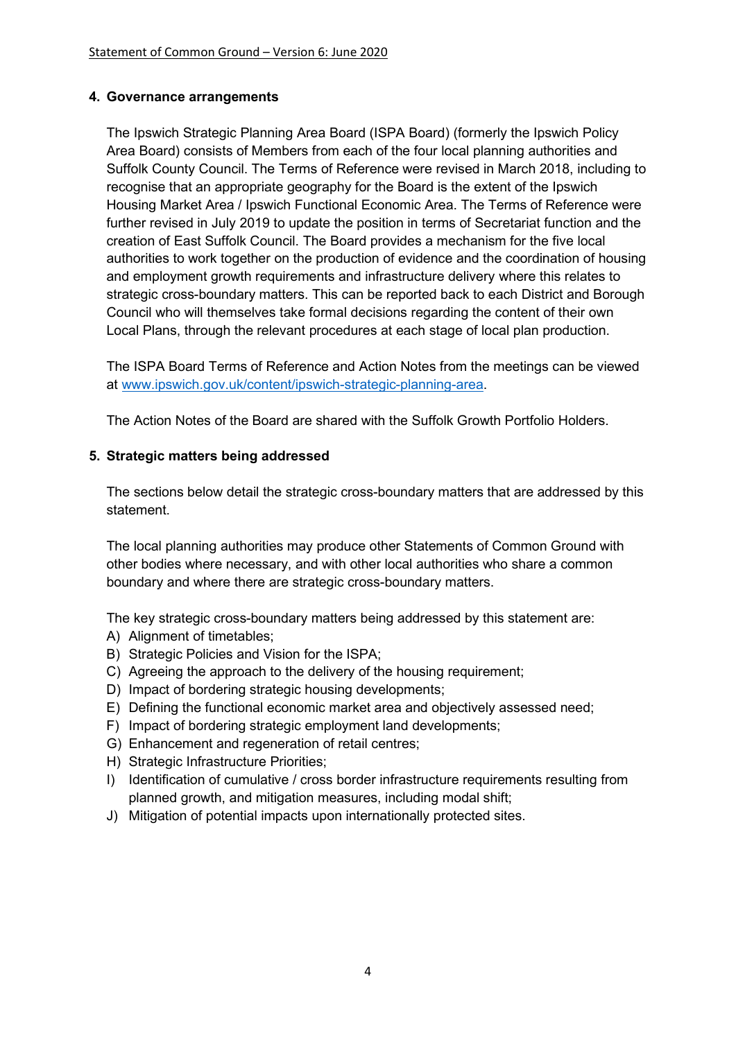## 4. Governance arrangements

The Ipswich Strategic Planning Area Board (ISPA Board) (formerly the Ipswich Policy Area Board) consists of Members from each of the four local planning authorities and Suffolk County Council. The Terms of Reference were revised in March 2018, including to recognise that an appropriate geography for the Board is the extent of the Ipswich Housing Market Area / Ipswich Functional Economic Area. The Terms of Reference were further revised in July 2019 to update the position in terms of Secretariat function and the creation of East Suffolk Council. The Board provides a mechanism for the five local authorities to work together on the production of evidence and the coordination of housing and employment growth requirements and infrastructure delivery where this relates to strategic cross-boundary matters. This can be reported back to each District and Borough Council who will themselves take formal decisions regarding the content of their own Local Plans, through the relevant procedures at each stage of local plan production.

The ISPA Board Terms of Reference and Action Notes from the meetings can be viewed at [www.ipswich.gov.uk/content/ipswich-strategic-planning-area](www.ipswich.gov.uk/content/ipswich-strategic-planning-area).

The Action Notes of the Board are shared with the Suffolk Growth Portfolio Holders.

## 5. Strategic matters being addressed

The sections below detail the strategic cross-boundary matters that are addressed by this statement.

The local planning authorities may produce other Statements of Common Ground with other bodies where necessary, and with other local authorities who share a common boundary and where there are strategic cross-boundary matters.

The key strategic cross-boundary matters being addressed by this statement are:

A) Alignment of timetables;
B) Strategic Policies and Vision for the ISPA;
C) Agreeing the approach to the delivery of the housing requirement;
D) Impact of bordering strategic housing developments;
E) Defining the functional economic market area and objectively assessed need;
F) Impact of bordering strategic employment land developments;
G) Enhancement and regeneration of retail centres;
H) Strategic Infrastructure Priorities;
I) Identification of cumulative / cross border infrastructure requirements resulting from planned growth, and mitigation measures, including modal shift;
J) Mitigation of potential impacts upon internationally protected sites.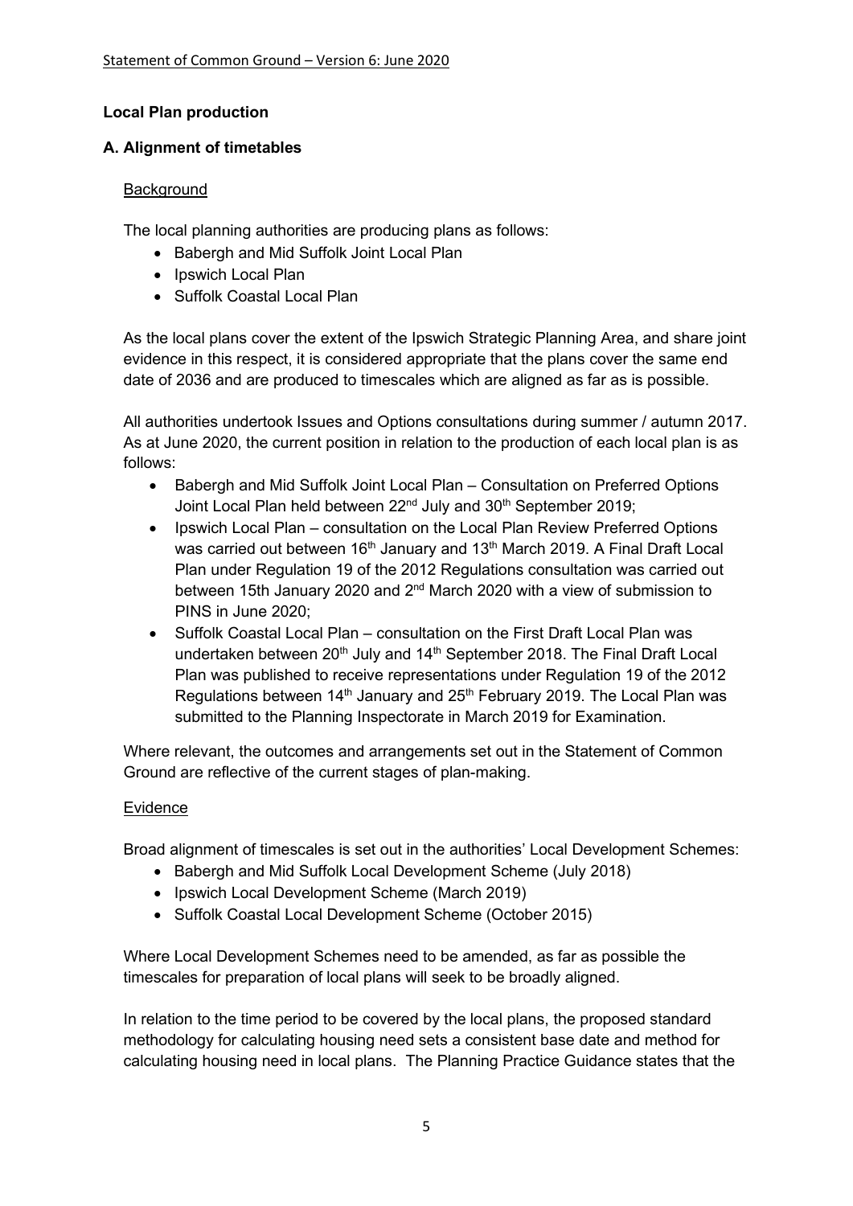## Local Plan production

### A. Alignment of timetables

Background

The local planning authorities are producing plans as follows:

- Babergh and Mid Suffolk Joint Local Plan
- Ipswich Local Plan
- Suffolk Coastal Local Plan

As the local plans cover the extent of the Ipswich Strategic Planning Area, and share joint evidence in this respect, it is considered appropriate that the plans cover the same end date of 2036 and are produced to timescales which are aligned as far as is possible.

All authorities undertook Issues and Options consultations during summer / autumn 2017. As at June 2020, the current position in relation to the production of each local plan is as follows:

- Babergh and Mid Suffolk Joint Local Plan – Consultation on Preferred Options Joint Local Plan held between 22nd July and 30th September 2019;
- Ipswich Local Plan – consultation on the Local Plan Review Preferred Options was carried out between 16th January and 13th March 2019. A Final Draft Local Plan under Regulation 19 of the 2012 Regulations consultation was carried out between 15th January 2020 and 2nd March 2020 with a view of submission to PINS in June 2020;
- Suffolk Coastal Local Plan – consultation on the First Draft Local Plan was undertaken between 20th July and 14th September 2018. The Final Draft Local Plan was published to receive representations under Regulation 19 of the 2012 Regulations between 14th January and 25th February 2019. The Local Plan was submitted to the Planning Inspectorate in March 2019 for Examination.

Where relevant, the outcomes and arrangements set out in the Statement of Common Ground are reflective of the current stages of plan-making.

Evidence

Broad alignment of timescales is set out in the authorities' Local Development Schemes:

- Babergh and Mid Suffolk Local Development Scheme (July 2018)
- Ipswich Local Development Scheme (March 2019)
- Suffolk Coastal Local Development Scheme (October 2015)

Where Local Development Schemes need to be amended, as far as possible the timescales for preparation of local plans will seek to be broadly aligned.

In relation to the time period to be covered by the local plans, the proposed standard methodology for calculating housing need sets a consistent base date and method for calculating housing need in local plans. The Planning Practice Guidance states that the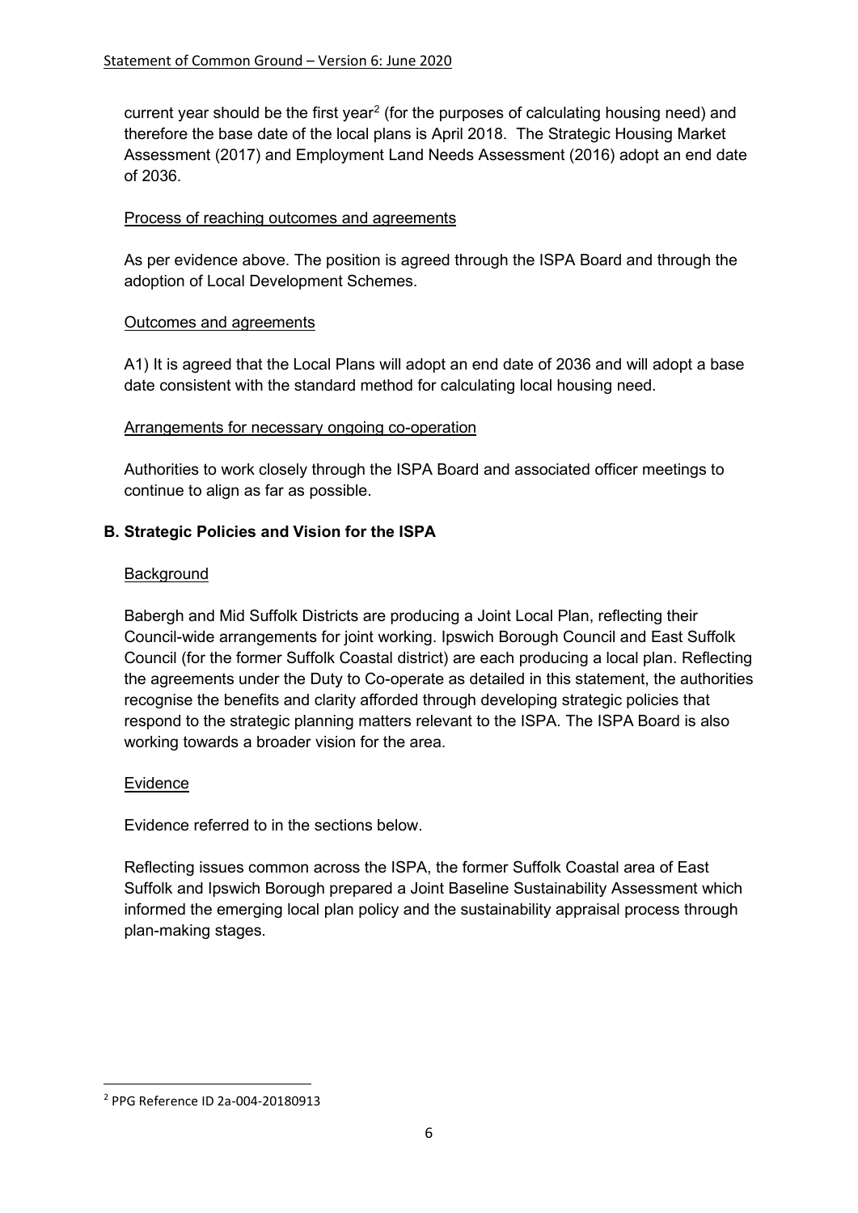current year should be the first year[2] (for the purposes of calculating housing need) and therefore the base date of the local plans is April 2018. The Strategic Housing Market Assessment (2017) and Employment Land Needs Assessment (2016) adopt an end date of 2036.

Process of reaching outcomes and agreements

As per evidence above. The position is agreed through the ISPA Board and through the adoption of Local Development Schemes.

Outcomes and agreements

A1) It is agreed that the Local Plans will adopt an end date of 2036 and will adopt a base date consistent with the standard method for calculating local housing need.

Arrangements for necessary ongoing co-operation

Authorities to work closely through the ISPA Board and associated officer meetings to continue to align as far as possible.

## B. Strategic Policies and Vision for the ISPA

Background

Babergh and Mid Suffolk Districts are producing a Joint Local Plan, reflecting their Council-wide arrangements for joint working. Ipswich Borough Council and East Suffolk Council (for the former Suffolk Coastal district) are each producing a local plan. Reflecting the agreements under the Duty to Co-operate as detailed in this statement, the authorities recognise the benefits and clarity afforded through developing strategic policies that respond to the strategic planning matters relevant to the ISPA. The ISPA Board is also working towards a broader vision for the area.

Evidence

Evidence referred to in the sections below.

Reflecting issues common across the ISPA, the former Suffolk Coastal area of East Suffolk and Ipswich Borough prepared a Joint Baseline Sustainability Assessment which informed the emerging local plan policy and the sustainability appraisal process through plan-making stages.

[2] PPG Reference ID 2a-004-20180913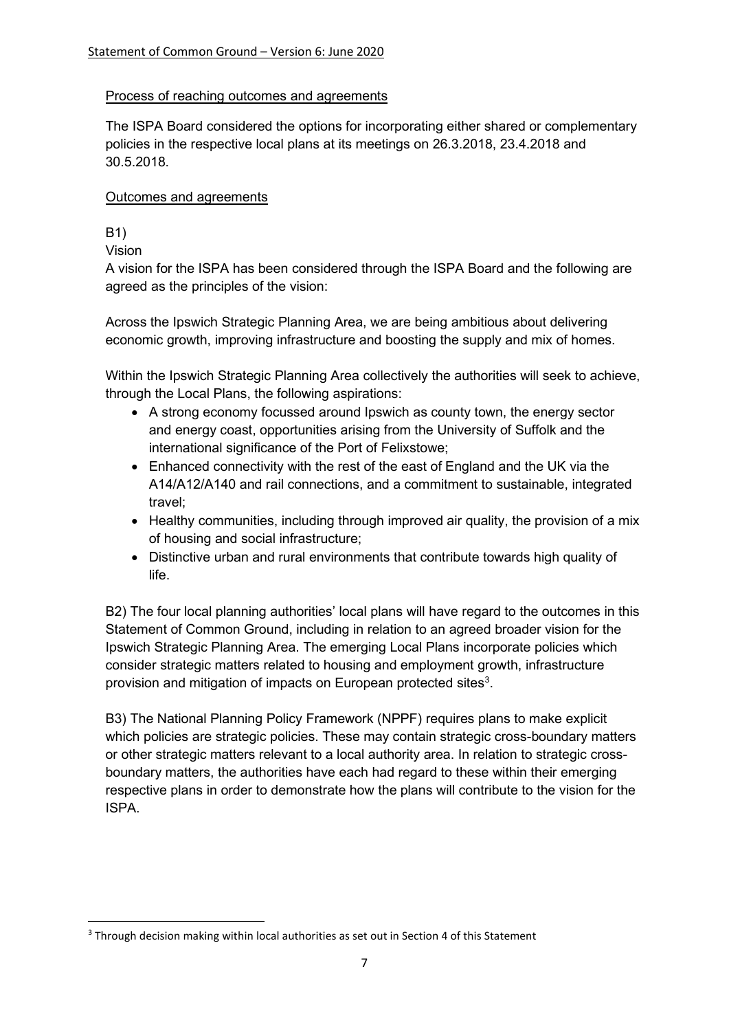Process of reaching outcomes and agreements

The ISPA Board considered the options for incorporating either shared or complementary policies in the respective local plans at its meetings on 26.3.2018, 23.4.2018 and 30.5.2018.

Outcomes and agreements

B1)

Vision

A vision for the ISPA has been considered through the ISPA Board and the following are agreed as the principles of the vision:

Across the Ipswich Strategic Planning Area, we are being ambitious about delivering economic growth, improving infrastructure and boosting the supply and mix of homes.

Within the Ipswich Strategic Planning Area collectively the authorities will seek to achieve, through the Local Plans, the following aspirations:

- A strong economy focussed around Ipswich as county town, the energy sector and energy coast, opportunities arising from the University of Suffolk and the international significance of the Port of Felixstowe;
- Enhanced connectivity with the rest of the east of England and the UK via the A14/A12/A140 and rail connections, and a commitment to sustainable, integrated travel;
- Healthy communities, including through improved air quality, the provision of a mix of housing and social infrastructure;
- Distinctive urban and rural environments that contribute towards high quality of life.

B2) The four local planning authorities' local plans will have regard to the outcomes in this Statement of Common Ground, including in relation to an agreed broader vision for the Ipswich Strategic Planning Area. The emerging Local Plans incorporate policies which consider strategic matters related to housing and employment growth, infrastructure provision and mitigation of impacts on European protected sites[3].

B3) The National Planning Policy Framework (NPPF) requires plans to make explicit which policies are strategic policies. These may contain strategic cross-boundary matters or other strategic matters relevant to a local authority area. In relation to strategic cross-boundary matters, the authorities have each had regard to these within their emerging respective plans in order to demonstrate how the plans will contribute to the vision for the ISPA.

[3] Through decision making within local authorities as set out in Section 4 of this Statement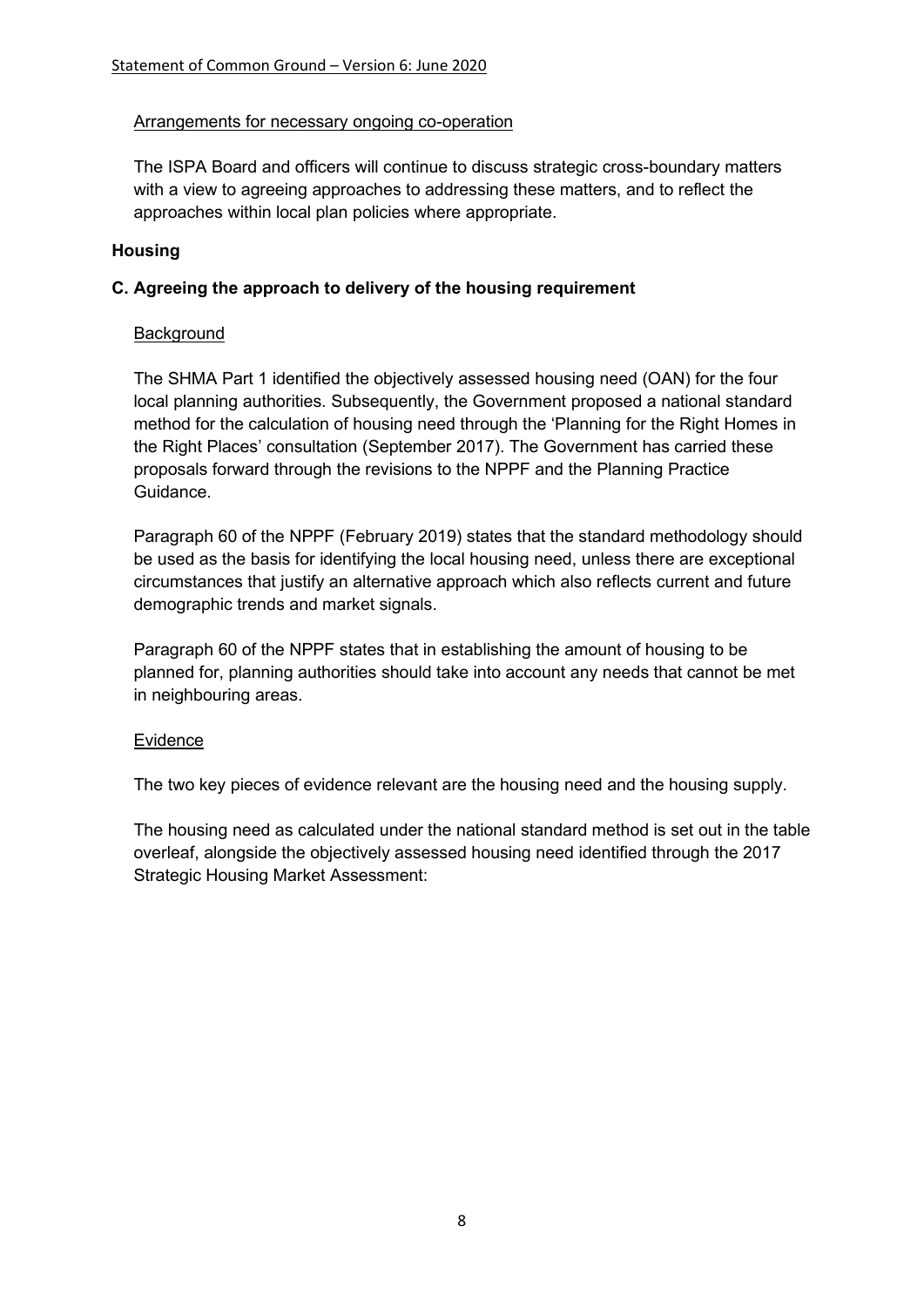Arrangements for necessary ongoing co-operation

The ISPA Board and officers will continue to discuss strategic cross-boundary matters with a view to agreeing approaches to addressing these matters, and to reflect the approaches within local plan policies where appropriate.

## Housing

### C. Agreeing the approach to delivery of the housing requirement

Background

The SHMA Part 1 identified the objectively assessed housing need (OAN) for the four local planning authorities. Subsequently, the Government proposed a national standard method for the calculation of housing need through the 'Planning for the Right Homes in the Right Places' consultation (September 2017). The Government has carried these proposals forward through the revisions to the NPPF and the Planning Practice Guidance.

Paragraph 60 of the NPPF (February 2019) states that the standard methodology should be used as the basis for identifying the local housing need, unless there are exceptional circumstances that justify an alternative approach which also reflects current and future demographic trends and market signals.

Paragraph 60 of the NPPF states that in establishing the amount of housing to be planned for, planning authorities should take into account any needs that cannot be met in neighbouring areas.

Evidence

The two key pieces of evidence relevant are the housing need and the housing supply.

The housing need as calculated under the national standard method is set out in the table overleaf, alongside the objectively assessed housing need identified through the 2017 Strategic Housing Market Assessment: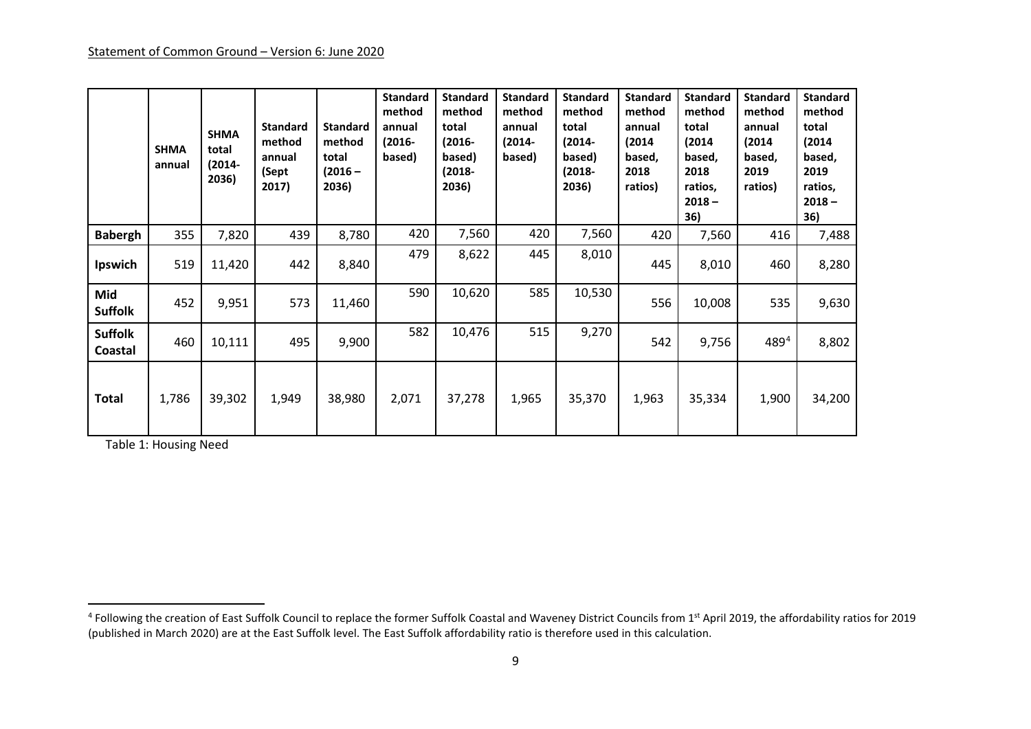| | SHMA annual | SHMA total (2014-2036) | Standard method annual (Sept 2017) | Standard method total (2016 – 2036) | Standard method annual (2016-based) | Standard method total (2016-based) (2018-2036) | Standard method annual (2014-based) | Standard method total (2014-based) (2018-2036) | Standard method annual (2014 based, 2018 ratios) | Standard method total (2014 based, 2018 ratios, 2018 – 36) | Standard method annual (2014 based, 2019 ratios) | Standard method total (2014 based, 2019 ratios, 2018 – 36) |
|---|---|---|---|---|---|---|---|---|---|---|---|---|
| **Babergh** | 355 | 7,820 | 439 | 8,780 | 420 | 7,560 | 420 | 7,560 | 420 | 7,560 | 416 | 7,488 |
| **Ipswich** | 519 | 11,420 | 442 | 8,840 | 479 | 8,622 | 445 | 8,010 | 445 | 8,010 | 460 | 8,280 |
| **Mid Suffolk** | 452 | 9,951 | 573 | 11,460 | 590 | 10,620 | 585 | 10,530 | 556 | 10,008 | 535 | 9,630 |
| **Suffolk Coastal** | 460 | 10,111 | 495 | 9,900 | 582 | 10,476 | 515 | 9,270 | 542 | 9,756 | 489[4] | 8,802 |
| **Total** | 1,786 | 39,302 | 1,949 | 38,980 | 2,071 | 37,278 | 1,965 | 35,370 | 1,963 | 35,334 | 1,900 | 34,200 |

Table 1: Housing Need

[4] Following the creation of East Suffolk Council to replace the former Suffolk Coastal and Waveney District Councils from 1st April 2019, the affordability ratios for 2019 (published in March 2020) are at the East Suffolk level. The East Suffolk affordability ratio is therefore used in this calculation.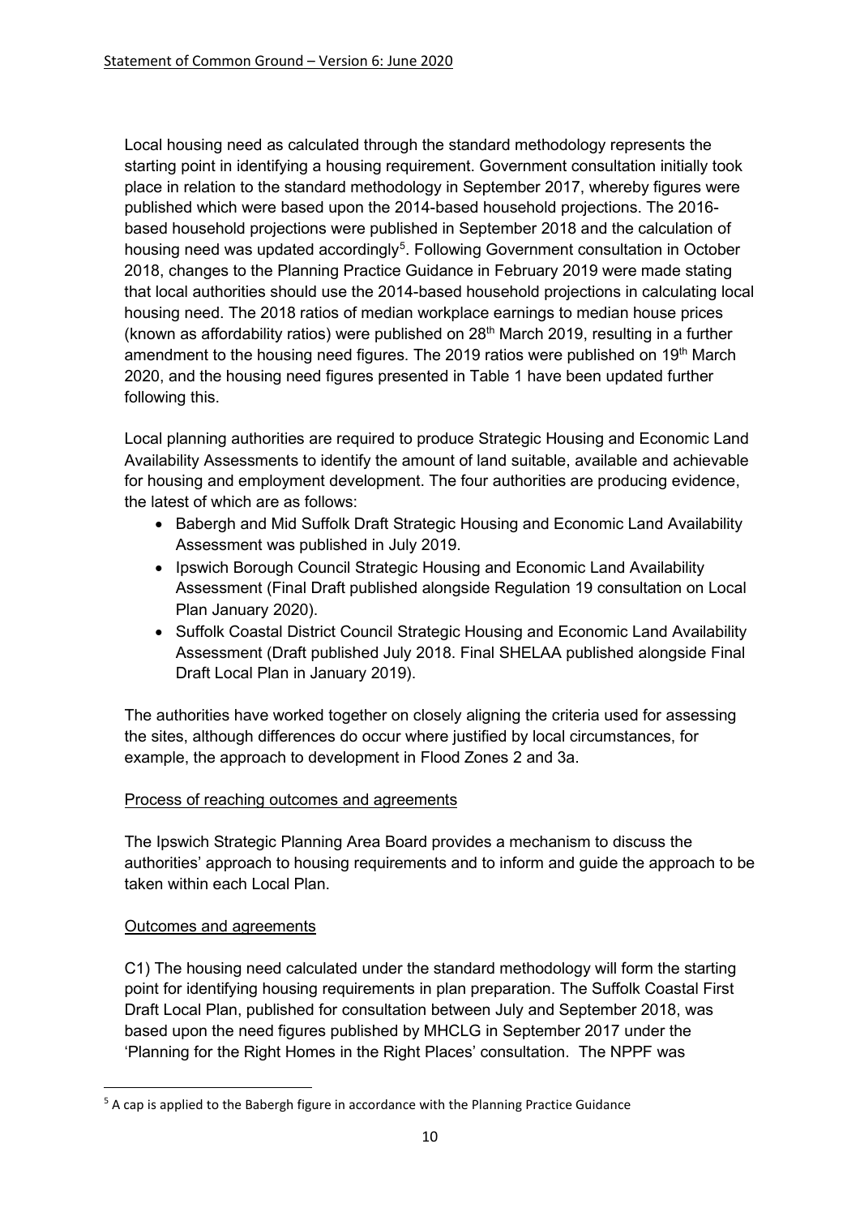Local housing need as calculated through the standard methodology represents the starting point in identifying a housing requirement. Government consultation initially took place in relation to the standard methodology in September 2017, whereby figures were published which were based upon the 2014-based household projections. The 2016-based household projections were published in September 2018 and the calculation of housing need was updated accordingly[5]. Following Government consultation in October 2018, changes to the Planning Practice Guidance in February 2019 were made stating that local authorities should use the 2014-based household projections in calculating local housing need. The 2018 ratios of median workplace earnings to median house prices (known as affordability ratios) were published on 28th March 2019, resulting in a further amendment to the housing need figures. The 2019 ratios were published on 19th March 2020, and the housing need figures presented in Table 1 have been updated further following this.

Local planning authorities are required to produce Strategic Housing and Economic Land Availability Assessments to identify the amount of land suitable, available and achievable for housing and employment development. The four authorities are producing evidence, the latest of which are as follows:

- Babergh and Mid Suffolk Draft Strategic Housing and Economic Land Availability Assessment was published in July 2019.
- Ipswich Borough Council Strategic Housing and Economic Land Availability Assessment (Final Draft published alongside Regulation 19 consultation on Local Plan January 2020).
- Suffolk Coastal District Council Strategic Housing and Economic Land Availability Assessment (Draft published July 2018. Final SHELAA published alongside Final Draft Local Plan in January 2019).

The authorities have worked together on closely aligning the criteria used for assessing the sites, although differences do occur where justified by local circumstances, for example, the approach to development in Flood Zones 2 and 3a.

Process of reaching outcomes and agreements

The Ipswich Strategic Planning Area Board provides a mechanism to discuss the authorities' approach to housing requirements and to inform and guide the approach to be taken within each Local Plan.

Outcomes and agreements

C1) The housing need calculated under the standard methodology will form the starting point for identifying housing requirements in plan preparation. The Suffolk Coastal First Draft Local Plan, published for consultation between July and September 2018, was based upon the need figures published by MHCLG in September 2017 under the 'Planning for the Right Homes in the Right Places' consultation. The NPPF was

[5] A cap is applied to the Babergh figure in accordance with the Planning Practice Guidance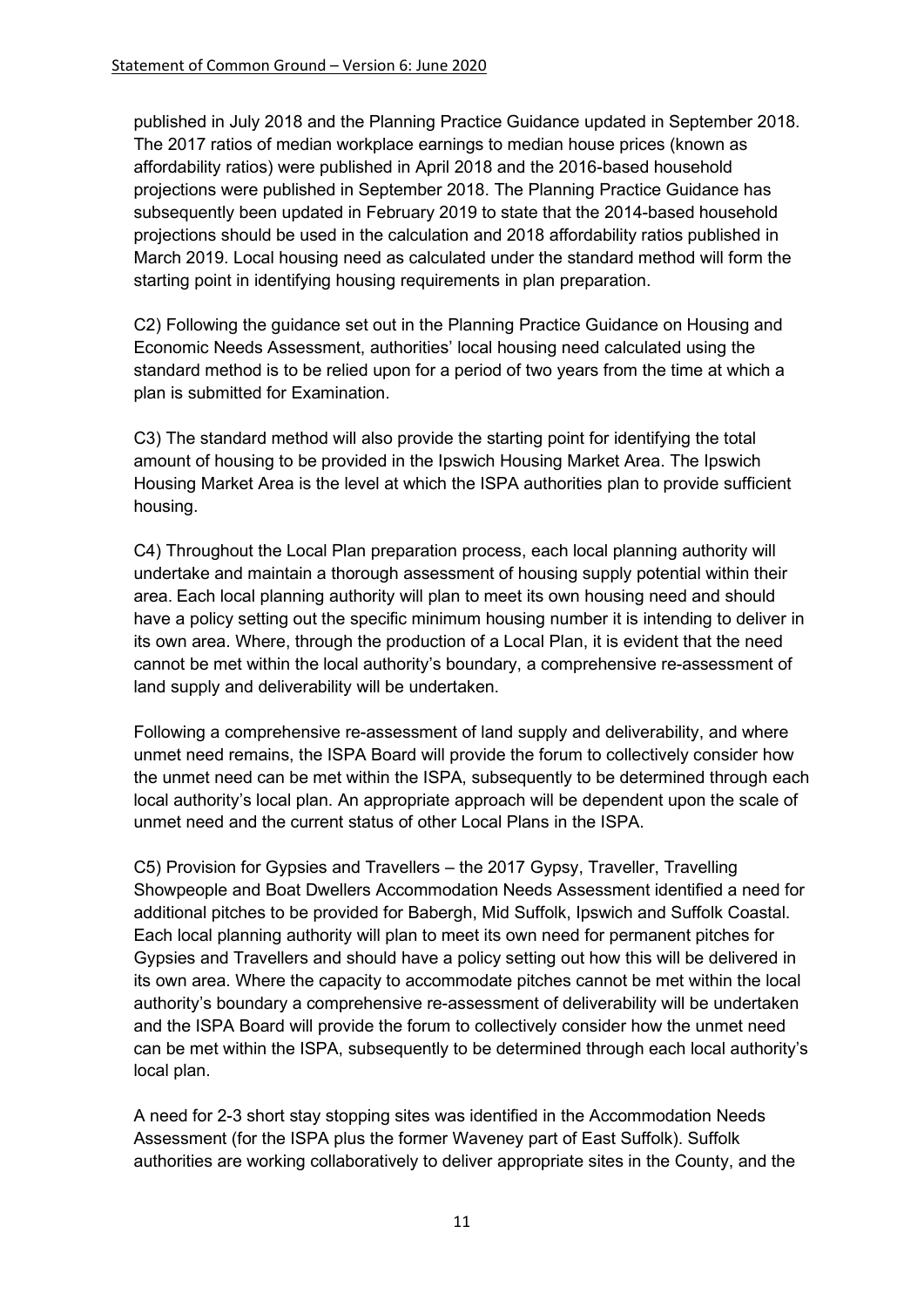published in July 2018 and the Planning Practice Guidance updated in September 2018. The 2017 ratios of median workplace earnings to median house prices (known as affordability ratios) were published in April 2018 and the 2016-based household projections were published in September 2018. The Planning Practice Guidance has subsequently been updated in February 2019 to state that the 2014-based household projections should be used in the calculation and 2018 affordability ratios published in March 2019. Local housing need as calculated under the standard method will form the starting point in identifying housing requirements in plan preparation.

C2) Following the guidance set out in the Planning Practice Guidance on Housing and Economic Needs Assessment, authorities' local housing need calculated using the standard method is to be relied upon for a period of two years from the time at which a plan is submitted for Examination.

C3) The standard method will also provide the starting point for identifying the total amount of housing to be provided in the Ipswich Housing Market Area. The Ipswich Housing Market Area is the level at which the ISPA authorities plan to provide sufficient housing.

C4) Throughout the Local Plan preparation process, each local planning authority will undertake and maintain a thorough assessment of housing supply potential within their area. Each local planning authority will plan to meet its own housing need and should have a policy setting out the specific minimum housing number it is intending to deliver in its own area. Where, through the production of a Local Plan, it is evident that the need cannot be met within the local authority's boundary, a comprehensive re-assessment of land supply and deliverability will be undertaken.

Following a comprehensive re-assessment of land supply and deliverability, and where unmet need remains, the ISPA Board will provide the forum to collectively consider how the unmet need can be met within the ISPA, subsequently to be determined through each local authority's local plan. An appropriate approach will be dependent upon the scale of unmet need and the current status of other Local Plans in the ISPA.

C5) Provision for Gypsies and Travellers – the 2017 Gypsy, Traveller, Travelling Showpeople and Boat Dwellers Accommodation Needs Assessment identified a need for additional pitches to be provided for Babergh, Mid Suffolk, Ipswich and Suffolk Coastal. Each local planning authority will plan to meet its own need for permanent pitches for Gypsies and Travellers and should have a policy setting out how this will be delivered in its own area. Where the capacity to accommodate pitches cannot be met within the local authority's boundary a comprehensive re-assessment of deliverability will be undertaken and the ISPA Board will provide the forum to collectively consider how the unmet need can be met within the ISPA, subsequently to be determined through each local authority's local plan.

A need for 2-3 short stay stopping sites was identified in the Accommodation Needs Assessment (for the ISPA plus the former Waveney part of East Suffolk). Suffolk authorities are working collaboratively to deliver appropriate sites in the County, and the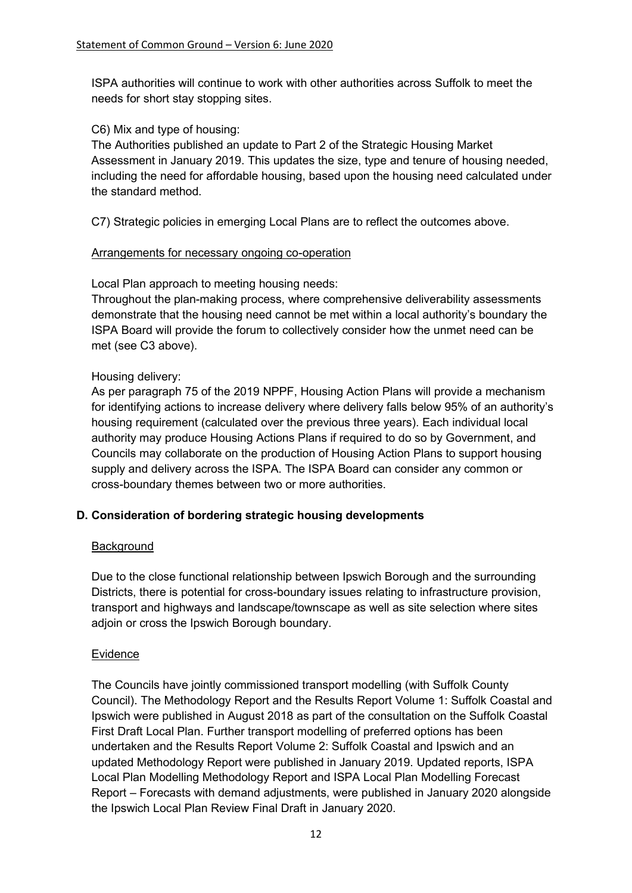ISPA authorities will continue to work with other authorities across Suffolk to meet the needs for short stay stopping sites.

C6) Mix and type of housing:
The Authorities published an update to Part 2 of the Strategic Housing Market Assessment in January 2019. This updates the size, type and tenure of housing needed, including the need for affordable housing, based upon the housing need calculated under the standard method.

C7) Strategic policies in emerging Local Plans are to reflect the outcomes above.

Arrangements for necessary ongoing co-operation

Local Plan approach to meeting housing needs:
Throughout the plan-making process, where comprehensive deliverability assessments demonstrate that the housing need cannot be met within a local authority's boundary the ISPA Board will provide the forum to collectively consider how the unmet need can be met (see C3 above).

Housing delivery:
As per paragraph 75 of the 2019 NPPF, Housing Action Plans will provide a mechanism for identifying actions to increase delivery where delivery falls below 95% of an authority's housing requirement (calculated over the previous three years). Each individual local authority may produce Housing Actions Plans if required to do so by Government, and Councils may collaborate on the production of Housing Action Plans to support housing supply and delivery across the ISPA. The ISPA Board can consider any common or cross-boundary themes between two or more authorities.

**D. Consideration of bordering strategic housing developments**

Background

Due to the close functional relationship between Ipswich Borough and the surrounding Districts, there is potential for cross-boundary issues relating to infrastructure provision, transport and highways and landscape/townscape as well as site selection where sites adjoin or cross the Ipswich Borough boundary.

Evidence

The Councils have jointly commissioned transport modelling (with Suffolk County Council). The Methodology Report and the Results Report Volume 1: Suffolk Coastal and Ipswich were published in August 2018 as part of the consultation on the Suffolk Coastal First Draft Local Plan. Further transport modelling of preferred options has been undertaken and the Results Report Volume 2: Suffolk Coastal and Ipswich and an updated Methodology Report were published in January 2019. Updated reports, ISPA Local Plan Modelling Methodology Report and ISPA Local Plan Modelling Forecast Report – Forecasts with demand adjustments, were published in January 2020 alongside the Ipswich Local Plan Review Final Draft in January 2020.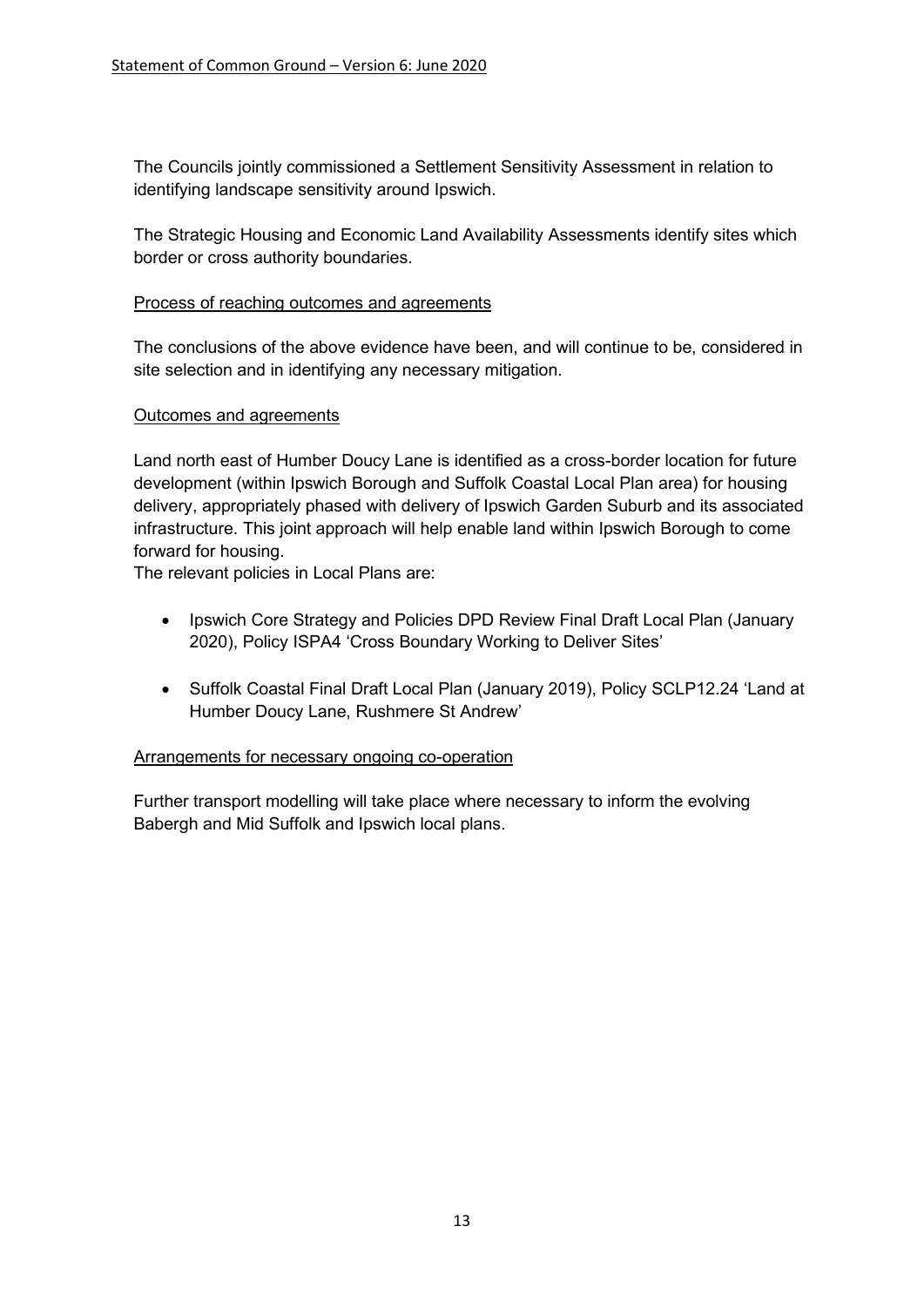The Councils jointly commissioned a Settlement Sensitivity Assessment in relation to identifying landscape sensitivity around Ipswich.

The Strategic Housing and Economic Land Availability Assessments identify sites which border or cross authority boundaries.

<u>Process of reaching outcomes and agreements</u>

The conclusions of the above evidence have been, and will continue to be, considered in site selection and in identifying any necessary mitigation.

<u>Outcomes and agreements</u>

Land north east of Humber Doucy Lane is identified as a cross-border location for future development (within Ipswich Borough and Suffolk Coastal Local Plan area) for housing delivery, appropriately phased with delivery of Ipswich Garden Suburb and its associated infrastructure. This joint approach will help enable land within Ipswich Borough to come forward for housing.

The relevant policies in Local Plans are:

- Ipswich Core Strategy and Policies DPD Review Final Draft Local Plan (January 2020), Policy ISPA4 'Cross Boundary Working to Deliver Sites'
- Suffolk Coastal Final Draft Local Plan (January 2019), Policy SCLP12.24 'Land at Humber Doucy Lane, Rushmere St Andrew'

<u>Arrangements for necessary ongoing co-operation</u>

Further transport modelling will take place where necessary to inform the evolving Babergh and Mid Suffolk and Ipswich local plans.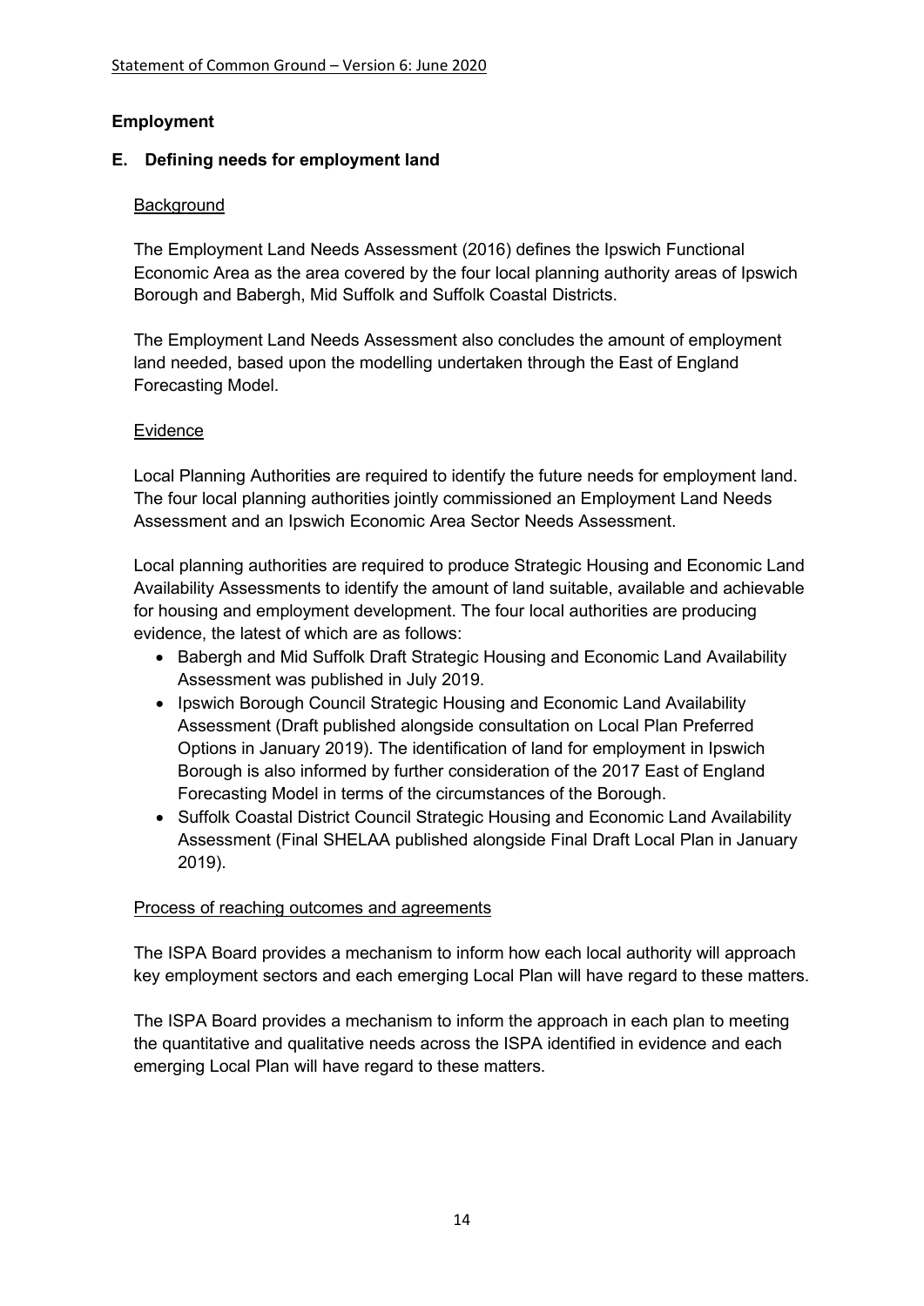## Employment

### E. Defining needs for employment land

Background

The Employment Land Needs Assessment (2016) defines the Ipswich Functional Economic Area as the area covered by the four local planning authority areas of Ipswich Borough and Babergh, Mid Suffolk and Suffolk Coastal Districts.

The Employment Land Needs Assessment also concludes the amount of employment land needed, based upon the modelling undertaken through the East of England Forecasting Model.

Evidence

Local Planning Authorities are required to identify the future needs for employment land. The four local planning authorities jointly commissioned an Employment Land Needs Assessment and an Ipswich Economic Area Sector Needs Assessment.

Local planning authorities are required to produce Strategic Housing and Economic Land Availability Assessments to identify the amount of land suitable, available and achievable for housing and employment development. The four local authorities are producing evidence, the latest of which are as follows:

- Babergh and Mid Suffolk Draft Strategic Housing and Economic Land Availability Assessment was published in July 2019.
- Ipswich Borough Council Strategic Housing and Economic Land Availability Assessment (Draft published alongside consultation on Local Plan Preferred Options in January 2019). The identification of land for employment in Ipswich Borough is also informed by further consideration of the 2017 East of England Forecasting Model in terms of the circumstances of the Borough.
- Suffolk Coastal District Council Strategic Housing and Economic Land Availability Assessment (Final SHELAA published alongside Final Draft Local Plan in January 2019).

Process of reaching outcomes and agreements

The ISPA Board provides a mechanism to inform how each local authority will approach key employment sectors and each emerging Local Plan will have regard to these matters.

The ISPA Board provides a mechanism to inform the approach in each plan to meeting the quantitative and qualitative needs across the ISPA identified in evidence and each emerging Local Plan will have regard to these matters.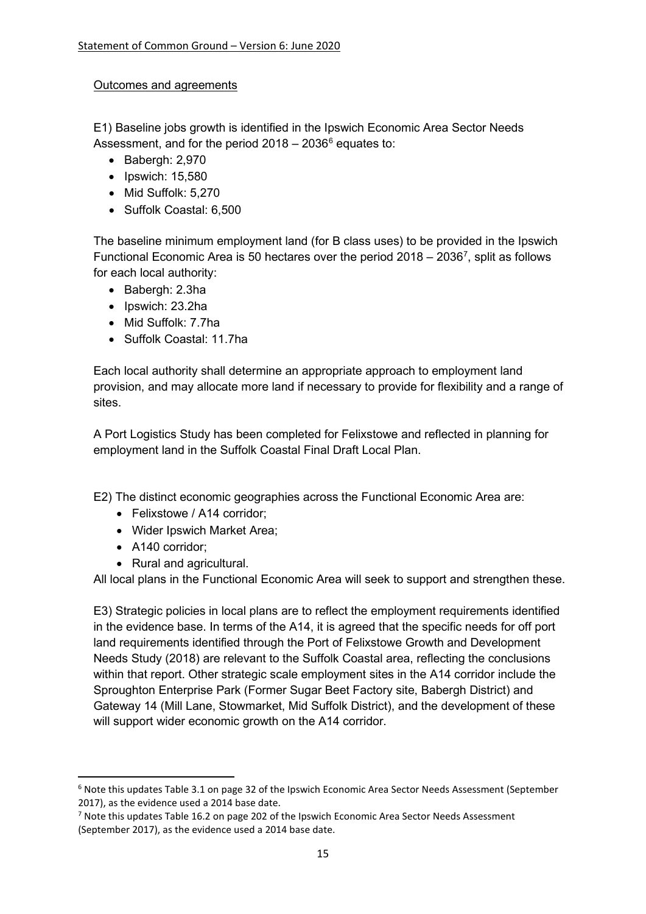Outcomes and agreements

E1) Baseline jobs growth is identified in the Ipswich Economic Area Sector Needs Assessment, and for the period 2018 – 2036[6] equates to:

- Babergh: 2,970
- Ipswich: 15,580
- Mid Suffolk: 5,270
- Suffolk Coastal: 6,500

The baseline minimum employment land (for B class uses) to be provided in the Ipswich Functional Economic Area is 50 hectares over the period 2018 – 2036[7], split as follows for each local authority:

- Babergh: 2.3ha
- Ipswich: 23.2ha
- Mid Suffolk: 7.7ha
- Suffolk Coastal: 11.7ha

Each local authority shall determine an appropriate approach to employment land provision, and may allocate more land if necessary to provide for flexibility and a range of sites.

A Port Logistics Study has been completed for Felixstowe and reflected in planning for employment land in the Suffolk Coastal Final Draft Local Plan.

E2) The distinct economic geographies across the Functional Economic Area are:

- Felixstowe / A14 corridor;
- Wider Ipswich Market Area;
- A140 corridor;
- Rural and agricultural.

All local plans in the Functional Economic Area will seek to support and strengthen these.

E3) Strategic policies in local plans are to reflect the employment requirements identified in the evidence base. In terms of the A14, it is agreed that the specific needs for off port land requirements identified through the Port of Felixstowe Growth and Development Needs Study (2018) are relevant to the Suffolk Coastal area, reflecting the conclusions within that report. Other strategic scale employment sites in the A14 corridor include the Sproughton Enterprise Park (Former Sugar Beet Factory site, Babergh District) and Gateway 14 (Mill Lane, Stowmarket, Mid Suffolk District), and the development of these will support wider economic growth on the A14 corridor.

---

[6] Note this updates Table 3.1 on page 32 of the Ipswich Economic Area Sector Needs Assessment (September 2017), as the evidence used a 2014 base date.

[7] Note this updates Table 16.2 on page 202 of the Ipswich Economic Area Sector Needs Assessment (September 2017), as the evidence used a 2014 base date.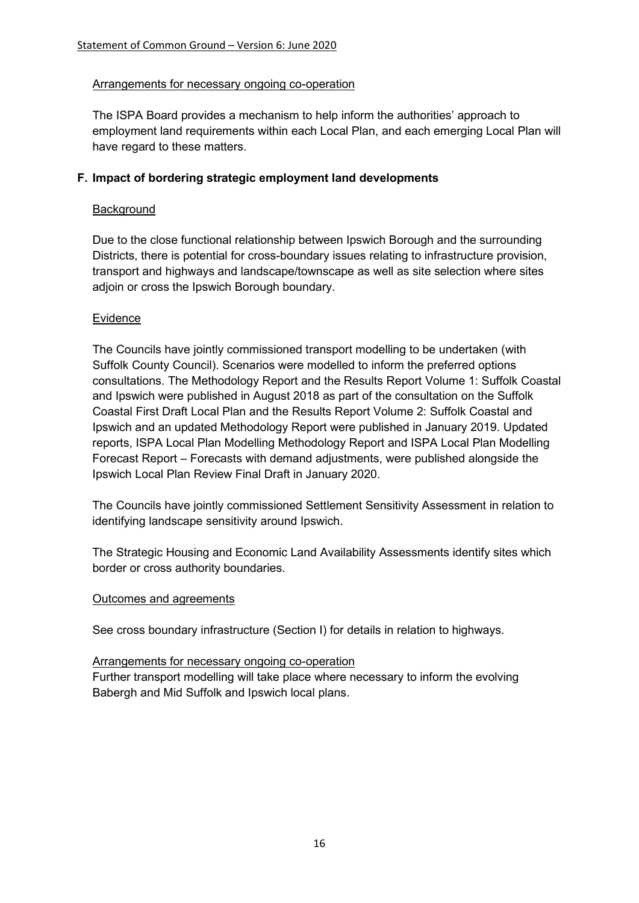Arrangements for necessary ongoing co-operation

The ISPA Board provides a mechanism to help inform the authorities' approach to employment land requirements within each Local Plan, and each emerging Local Plan will have regard to these matters.

## F. Impact of bordering strategic employment land developments

Background

Due to the close functional relationship between Ipswich Borough and the surrounding Districts, there is potential for cross-boundary issues relating to infrastructure provision, transport and highways and landscape/townscape as well as site selection where sites adjoin or cross the Ipswich Borough boundary.

Evidence

The Councils have jointly commissioned transport modelling to be undertaken (with Suffolk County Council). Scenarios were modelled to inform the preferred options consultations. The Methodology Report and the Results Report Volume 1: Suffolk Coastal and Ipswich were published in August 2018 as part of the consultation on the Suffolk Coastal First Draft Local Plan and the Results Report Volume 2: Suffolk Coastal and Ipswich and an updated Methodology Report were published in January 2019. Updated reports, ISPA Local Plan Modelling Methodology Report and ISPA Local Plan Modelling Forecast Report – Forecasts with demand adjustments, were published alongside the Ipswich Local Plan Review Final Draft in January 2020.

The Councils have jointly commissioned Settlement Sensitivity Assessment in relation to identifying landscape sensitivity around Ipswich.

The Strategic Housing and Economic Land Availability Assessments identify sites which border or cross authority boundaries.

Outcomes and agreements

See cross boundary infrastructure (Section I) for details in relation to highways.

Arrangements for necessary ongoing co-operation

Further transport modelling will take place where necessary to inform the evolving Babergh and Mid Suffolk and Ipswich local plans.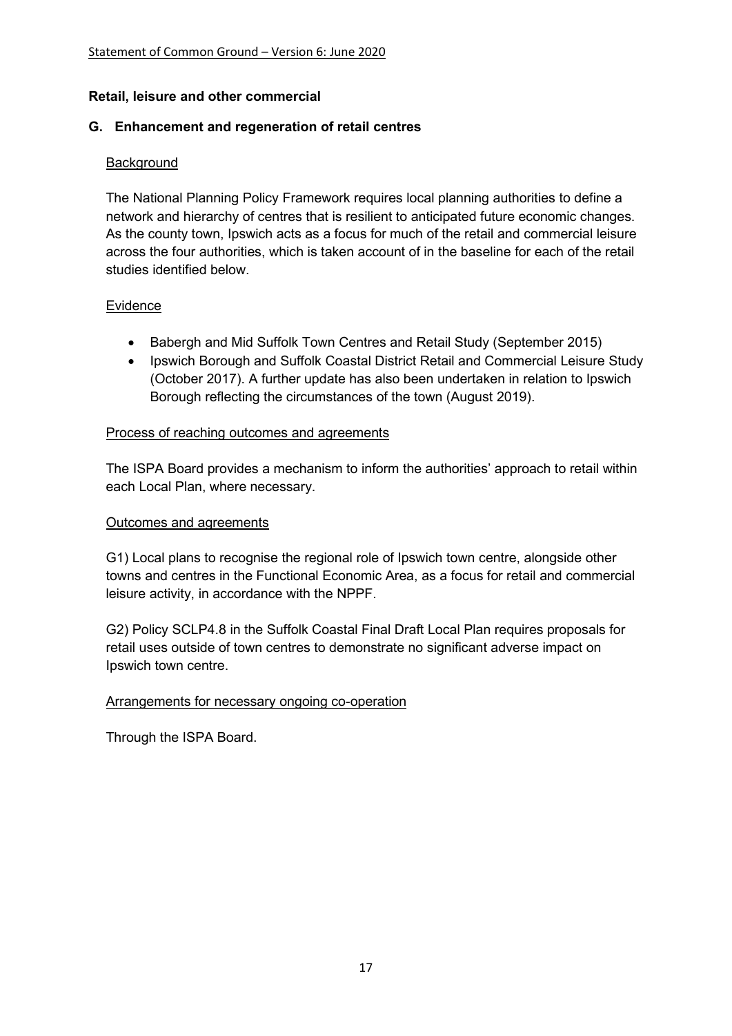**Retail, leisure and other commercial**

## G. Enhancement and regeneration of retail centres

### Background

The National Planning Policy Framework requires local planning authorities to define a network and hierarchy of centres that is resilient to anticipated future economic changes. As the county town, Ipswich acts as a focus for much of the retail and commercial leisure across the four authorities, which is taken account of in the baseline for each of the retail studies identified below.

### Evidence

- Babergh and Mid Suffolk Town Centres and Retail Study (September 2015)
- Ipswich Borough and Suffolk Coastal District Retail and Commercial Leisure Study (October 2017). A further update has also been undertaken in relation to Ipswich Borough reflecting the circumstances of the town (August 2019).

### Process of reaching outcomes and agreements

The ISPA Board provides a mechanism to inform the authorities' approach to retail within each Local Plan, where necessary.

### Outcomes and agreements

G1) Local plans to recognise the regional role of Ipswich town centre, alongside other towns and centres in the Functional Economic Area, as a focus for retail and commercial leisure activity, in accordance with the NPPF.

G2) Policy SCLP4.8 in the Suffolk Coastal Final Draft Local Plan requires proposals for retail uses outside of town centres to demonstrate no significant adverse impact on Ipswich town centre.

### Arrangements for necessary ongoing co-operation

Through the ISPA Board.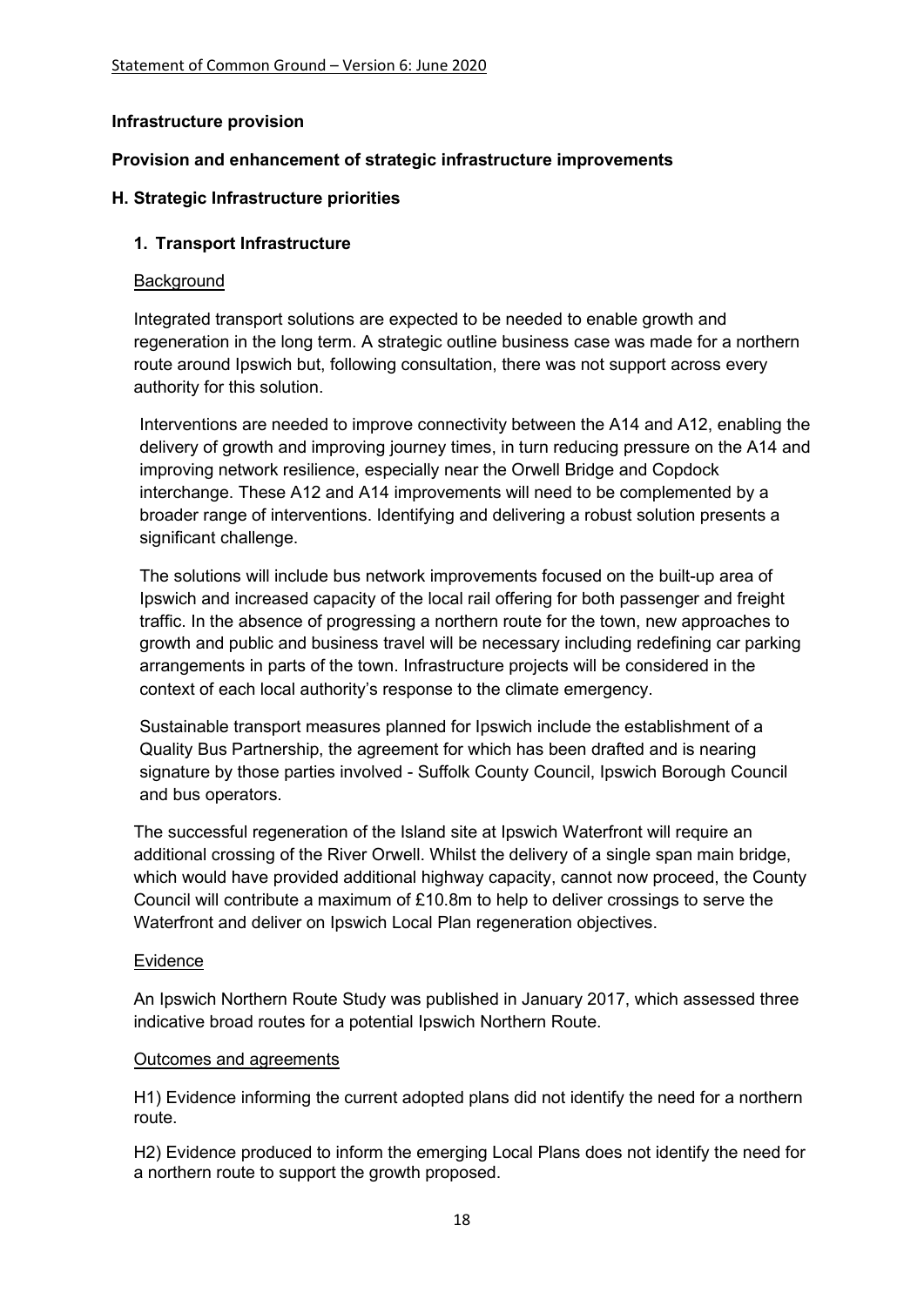**Infrastructure provision**

**Provision and enhancement of strategic infrastructure improvements**

**H. Strategic Infrastructure priorities**

**1. Transport Infrastructure**

Background

Integrated transport solutions are expected to be needed to enable growth and regeneration in the long term. A strategic outline business case was made for a northern route around Ipswich but, following consultation, there was not support across every authority for this solution.

Interventions are needed to improve connectivity between the A14 and A12, enabling the delivery of growth and improving journey times, in turn reducing pressure on the A14 and improving network resilience, especially near the Orwell Bridge and Copdock interchange. These A12 and A14 improvements will need to be complemented by a broader range of interventions. Identifying and delivering a robust solution presents a significant challenge.

The solutions will include bus network improvements focused on the built-up area of Ipswich and increased capacity of the local rail offering for both passenger and freight traffic. In the absence of progressing a northern route for the town, new approaches to growth and public and business travel will be necessary including redefining car parking arrangements in parts of the town. Infrastructure projects will be considered in the context of each local authority's response to the climate emergency.

Sustainable transport measures planned for Ipswich include the establishment of a Quality Bus Partnership, the agreement for which has been drafted and is nearing signature by those parties involved - Suffolk County Council, Ipswich Borough Council and bus operators.

The successful regeneration of the Island site at Ipswich Waterfront will require an additional crossing of the River Orwell. Whilst the delivery of a single span main bridge, which would have provided additional highway capacity, cannot now proceed, the County Council will contribute a maximum of £10.8m to help to deliver crossings to serve the Waterfront and deliver on Ipswich Local Plan regeneration objectives.

Evidence

An Ipswich Northern Route Study was published in January 2017, which assessed three indicative broad routes for a potential Ipswich Northern Route.

Outcomes and agreements

H1) Evidence informing the current adopted plans did not identify the need for a northern route.

H2) Evidence produced to inform the emerging Local Plans does not identify the need for a northern route to support the growth proposed.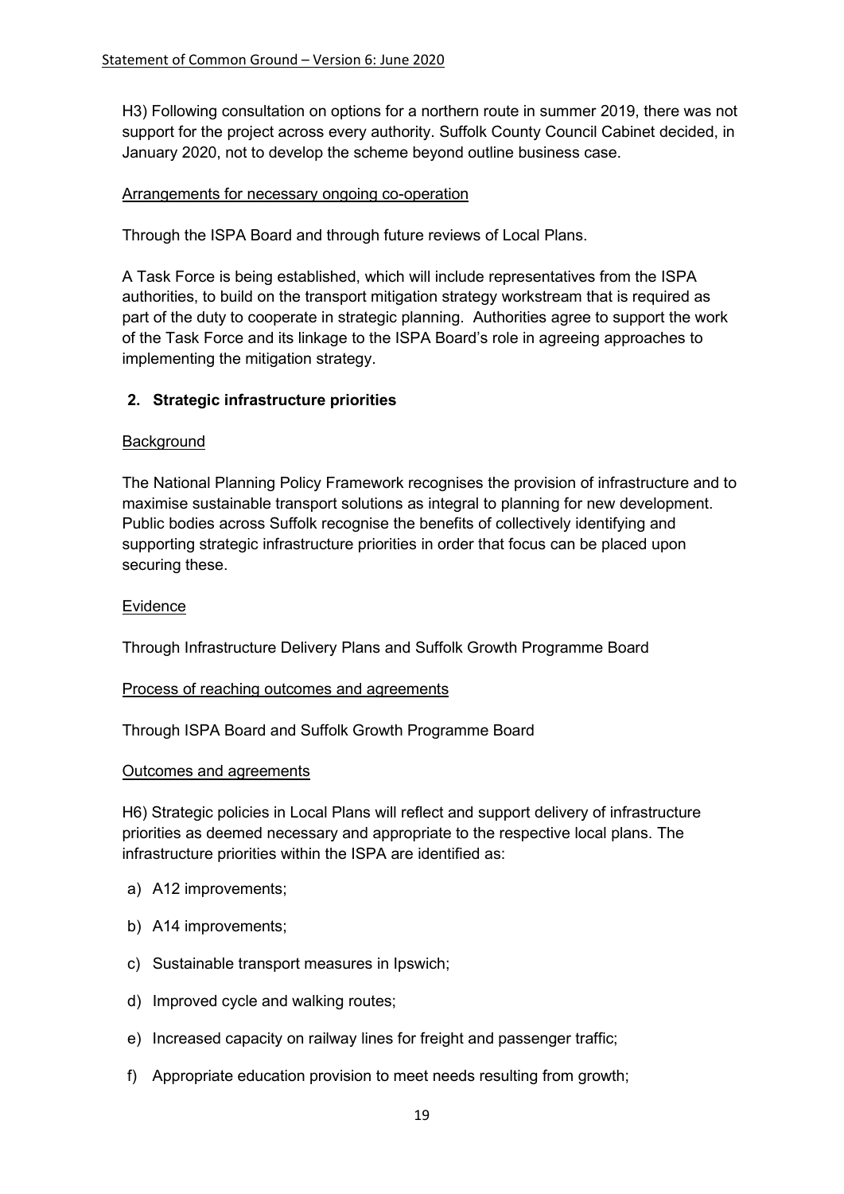H3) Following consultation on options for a northern route in summer 2019, there was not support for the project across every authority. Suffolk County Council Cabinet decided, in January 2020, not to develop the scheme beyond outline business case.

Arrangements for necessary ongoing co-operation

Through the ISPA Board and through future reviews of Local Plans.

A Task Force is being established, which will include representatives from the ISPA authorities, to build on the transport mitigation strategy workstream that is required as part of the duty to cooperate in strategic planning. Authorities agree to support the work of the Task Force and its linkage to the ISPA Board's role in agreeing approaches to implementing the mitigation strategy.

## 2. Strategic infrastructure priorities

Background

The National Planning Policy Framework recognises the provision of infrastructure and to maximise sustainable transport solutions as integral to planning for new development. Public bodies across Suffolk recognise the benefits of collectively identifying and supporting strategic infrastructure priorities in order that focus can be placed upon securing these.

Evidence

Through Infrastructure Delivery Plans and Suffolk Growth Programme Board

Process of reaching outcomes and agreements

Through ISPA Board and Suffolk Growth Programme Board

Outcomes and agreements

H6) Strategic policies in Local Plans will reflect and support delivery of infrastructure priorities as deemed necessary and appropriate to the respective local plans. The infrastructure priorities within the ISPA are identified as:

a) A12 improvements;

b) A14 improvements;

c) Sustainable transport measures in Ipswich;

d) Improved cycle and walking routes;

e) Increased capacity on railway lines for freight and passenger traffic;

f) Appropriate education provision to meet needs resulting from growth;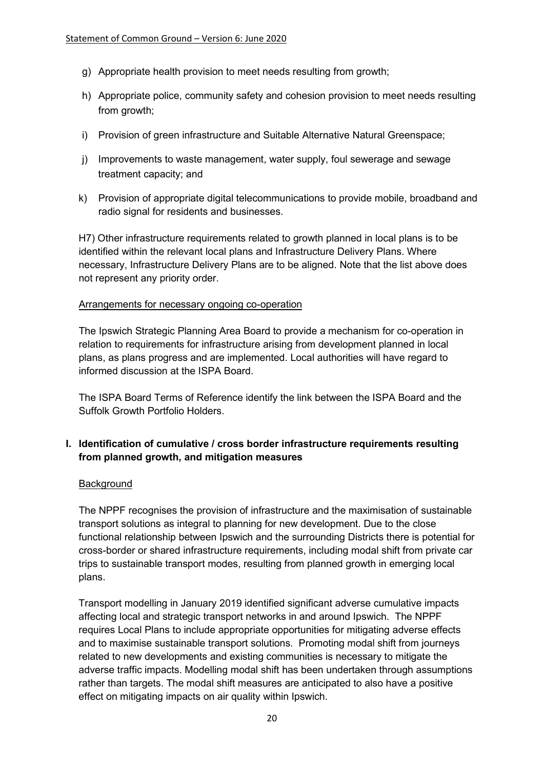g) Appropriate health provision to meet needs resulting from growth;

h) Appropriate police, community safety and cohesion provision to meet needs resulting from growth;

i) Provision of green infrastructure and Suitable Alternative Natural Greenspace;

j) Improvements to waste management, water supply, foul sewerage and sewage treatment capacity; and

k) Provision of appropriate digital telecommunications to provide mobile, broadband and radio signal for residents and businesses.

H7) Other infrastructure requirements related to growth planned in local plans is to be identified within the relevant local plans and Infrastructure Delivery Plans. Where necessary, Infrastructure Delivery Plans are to be aligned. Note that the list above does not represent any priority order.

Arrangements for necessary ongoing co-operation

The Ipswich Strategic Planning Area Board to provide a mechanism for co-operation in relation to requirements for infrastructure arising from development planned in local plans, as plans progress and are implemented. Local authorities will have regard to informed discussion at the ISPA Board.

The ISPA Board Terms of Reference identify the link between the ISPA Board and the Suffolk Growth Portfolio Holders.

## I. Identification of cumulative / cross border infrastructure requirements resulting from planned growth, and mitigation measures

Background

The NPPF recognises the provision of infrastructure and the maximisation of sustainable transport solutions as integral to planning for new development. Due to the close functional relationship between Ipswich and the surrounding Districts there is potential for cross-border or shared infrastructure requirements, including modal shift from private car trips to sustainable transport modes, resulting from planned growth in emerging local plans.

Transport modelling in January 2019 identified significant adverse cumulative impacts affecting local and strategic transport networks in and around Ipswich. The NPPF requires Local Plans to include appropriate opportunities for mitigating adverse effects and to maximise sustainable transport solutions. Promoting modal shift from journeys related to new developments and existing communities is necessary to mitigate the adverse traffic impacts. Modelling modal shift has been undertaken through assumptions rather than targets. The modal shift measures are anticipated to also have a positive effect on mitigating impacts on air quality within Ipswich.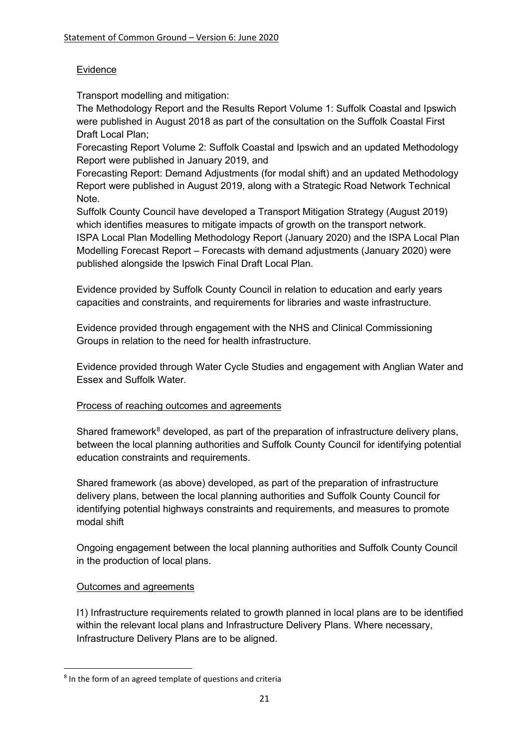<u>Evidence</u>

Transport modelling and mitigation:

The Methodology Report and the Results Report Volume 1: Suffolk Coastal and Ipswich were published in August 2018 as part of the consultation on the Suffolk Coastal First Draft Local Plan;

Forecasting Report Volume 2: Suffolk Coastal and Ipswich and an updated Methodology Report were published in January 2019, and

Forecasting Report: Demand Adjustments (for modal shift) and an updated Methodology Report were published in August 2019, along with a Strategic Road Network Technical Note.

Suffolk County Council have developed a Transport Mitigation Strategy (August 2019) which identifies measures to mitigate impacts of growth on the transport network.

ISPA Local Plan Modelling Methodology Report (January 2020) and the ISPA Local Plan Modelling Forecast Report – Forecasts with demand adjustments (January 2020) were published alongside the Ipswich Final Draft Local Plan.

Evidence provided by Suffolk County Council in relation to education and early years capacities and constraints, and requirements for libraries and waste infrastructure.

Evidence provided through engagement with the NHS and Clinical Commissioning Groups in relation to the need for health infrastructure.

Evidence provided through Water Cycle Studies and engagement with Anglian Water and Essex and Suffolk Water.

<u>Process of reaching outcomes and agreements</u>

Shared framework[8] developed, as part of the preparation of infrastructure delivery plans, between the local planning authorities and Suffolk County Council for identifying potential education constraints and requirements.

Shared framework (as above) developed, as part of the preparation of infrastructure delivery plans, between the local planning authorities and Suffolk County Council for identifying potential highways constraints and requirements, and measures to promote modal shift

Ongoing engagement between the local planning authorities and Suffolk County Council in the production of local plans.

<u>Outcomes and agreements</u>

I1) Infrastructure requirements related to growth planned in local plans are to be identified within the relevant local plans and Infrastructure Delivery Plans. Where necessary, Infrastructure Delivery Plans are to be aligned.

---

[8] In the form of an agreed template of questions and criteria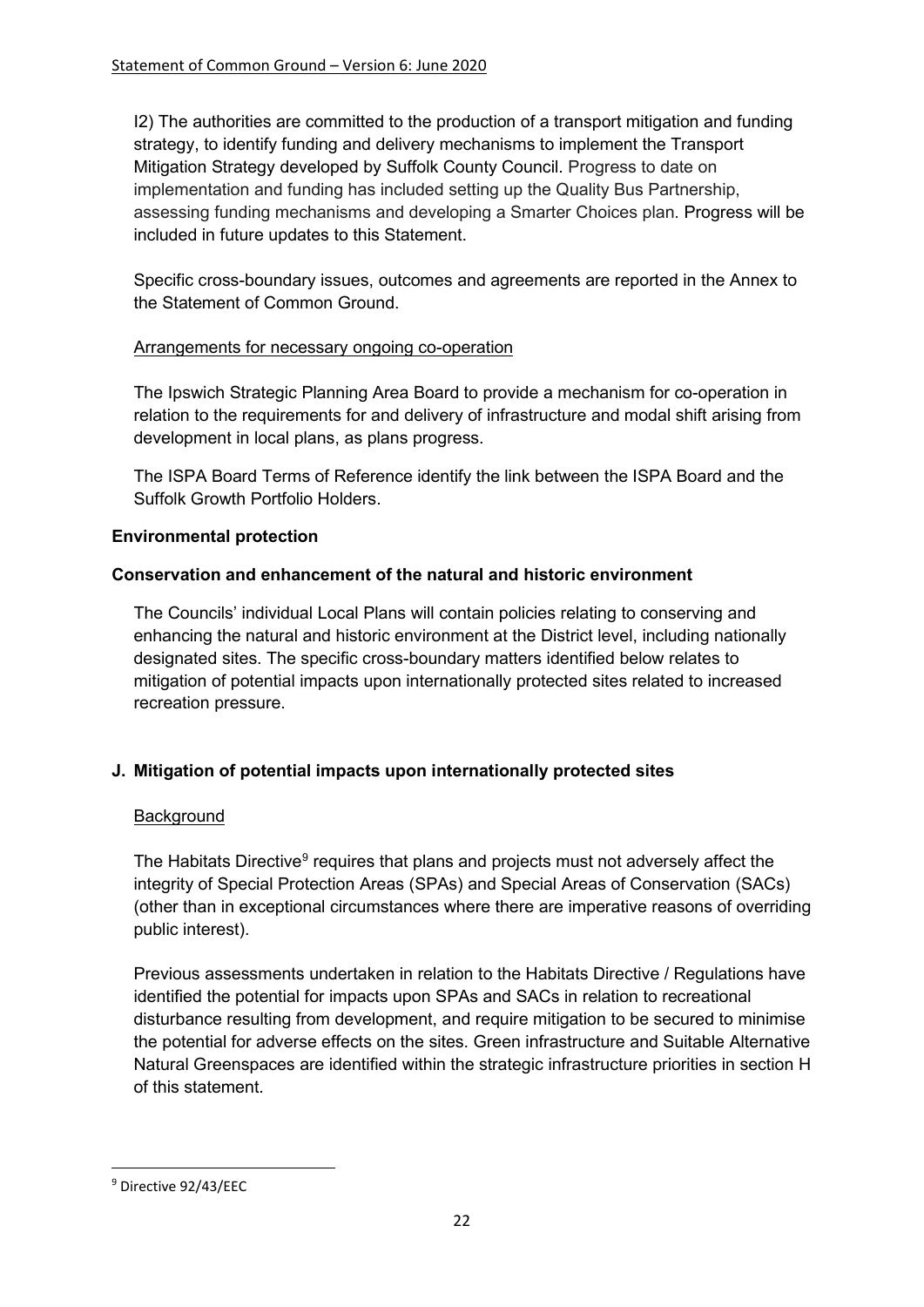I2) The authorities are committed to the production of a transport mitigation and funding strategy, to identify funding and delivery mechanisms to implement the Transport Mitigation Strategy developed by Suffolk County Council. Progress to date on implementation and funding has included setting up the Quality Bus Partnership, assessing funding mechanisms and developing a Smarter Choices plan. Progress will be included in future updates to this Statement.

Specific cross-boundary issues, outcomes and agreements are reported in the Annex to the Statement of Common Ground.

Arrangements for necessary ongoing co-operation

The Ipswich Strategic Planning Area Board to provide a mechanism for co-operation in relation to the requirements for and delivery of infrastructure and modal shift arising from development in local plans, as plans progress.

The ISPA Board Terms of Reference identify the link between the ISPA Board and the Suffolk Growth Portfolio Holders.

**Environmental protection**

**Conservation and enhancement of the natural and historic environment**

The Councils' individual Local Plans will contain policies relating to conserving and enhancing the natural and historic environment at the District level, including nationally designated sites. The specific cross-boundary matters identified below relates to mitigation of potential impacts upon internationally protected sites related to increased recreation pressure.

## J. Mitigation of potential impacts upon internationally protected sites

Background

The Habitats Directive[9] requires that plans and projects must not adversely affect the integrity of Special Protection Areas (SPAs) and Special Areas of Conservation (SACs) (other than in exceptional circumstances where there are imperative reasons of overriding public interest).

Previous assessments undertaken in relation to the Habitats Directive / Regulations have identified the potential for impacts upon SPAs and SACs in relation to recreational disturbance resulting from development, and require mitigation to be secured to minimise the potential for adverse effects on the sites. Green infrastructure and Suitable Alternative Natural Greenspaces are identified within the strategic infrastructure priorities in section H of this statement.

[9] Directive 92/43/EEC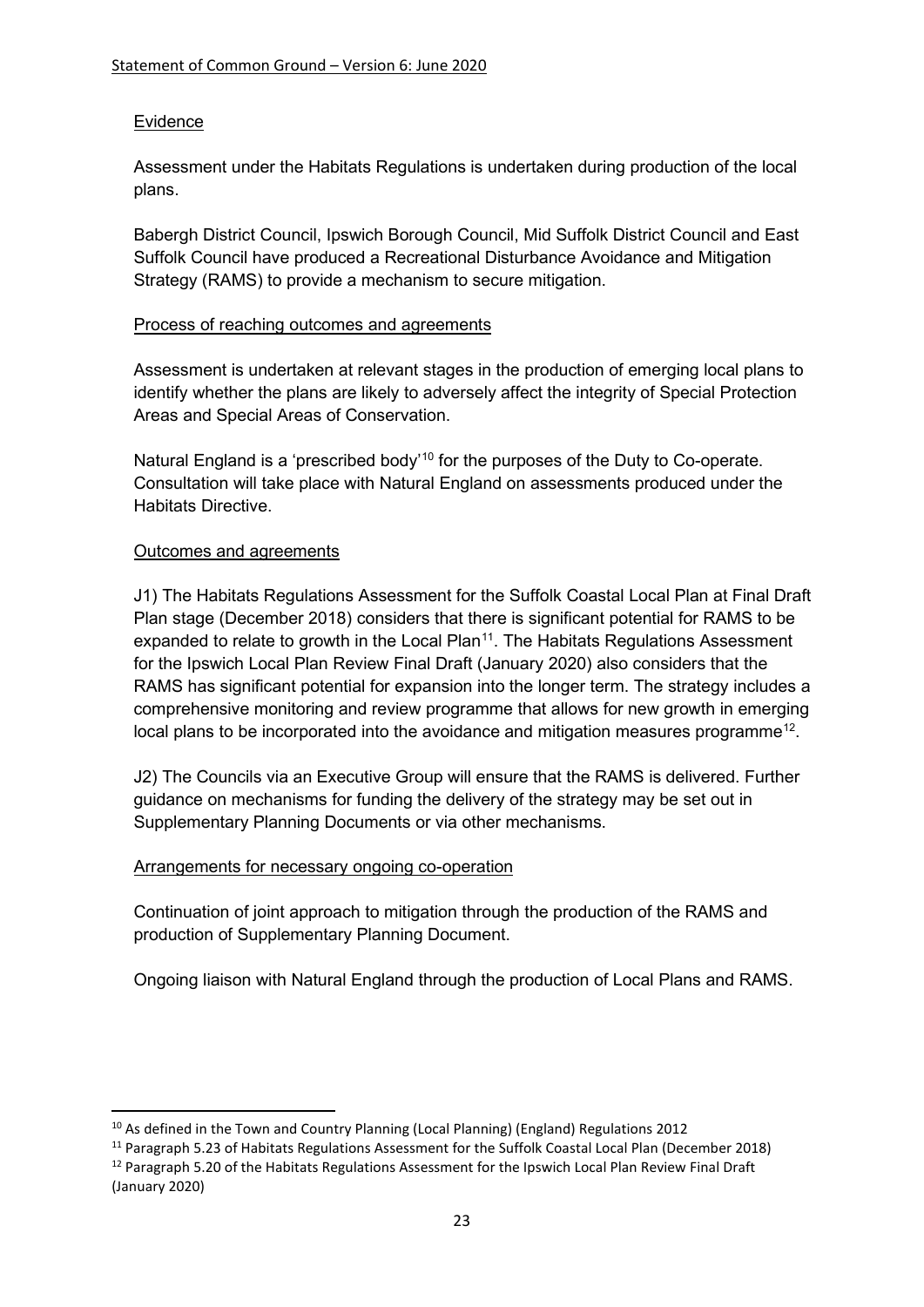Evidence

Assessment under the Habitats Regulations is undertaken during production of the local plans.

Babergh District Council, Ipswich Borough Council, Mid Suffolk District Council and East Suffolk Council have produced a Recreational Disturbance Avoidance and Mitigation Strategy (RAMS) to provide a mechanism to secure mitigation.

Process of reaching outcomes and agreements

Assessment is undertaken at relevant stages in the production of emerging local plans to identify whether the plans are likely to adversely affect the integrity of Special Protection Areas and Special Areas of Conservation.

Natural England is a 'prescribed body'[10] for the purposes of the Duty to Co-operate. Consultation will take place with Natural England on assessments produced under the Habitats Directive.

Outcomes and agreements

J1) The Habitats Regulations Assessment for the Suffolk Coastal Local Plan at Final Draft Plan stage (December 2018) considers that there is significant potential for RAMS to be expanded to relate to growth in the Local Plan[11]. The Habitats Regulations Assessment for the Ipswich Local Plan Review Final Draft (January 2020) also considers that the RAMS has significant potential for expansion into the longer term. The strategy includes a comprehensive monitoring and review programme that allows for new growth in emerging local plans to be incorporated into the avoidance and mitigation measures programme[12].

J2) The Councils via an Executive Group will ensure that the RAMS is delivered. Further guidance on mechanisms for funding the delivery of the strategy may be set out in Supplementary Planning Documents or via other mechanisms.

Arrangements for necessary ongoing co-operation

Continuation of joint approach to mitigation through the production of the RAMS and production of Supplementary Planning Document.

Ongoing liaison with Natural England through the production of Local Plans and RAMS.

[10] As defined in the Town and Country Planning (Local Planning) (England) Regulations 2012

[11] Paragraph 5.23 of Habitats Regulations Assessment for the Suffolk Coastal Local Plan (December 2018)

[12] Paragraph 5.20 of the Habitats Regulations Assessment for the Ipswich Local Plan Review Final Draft (January 2020)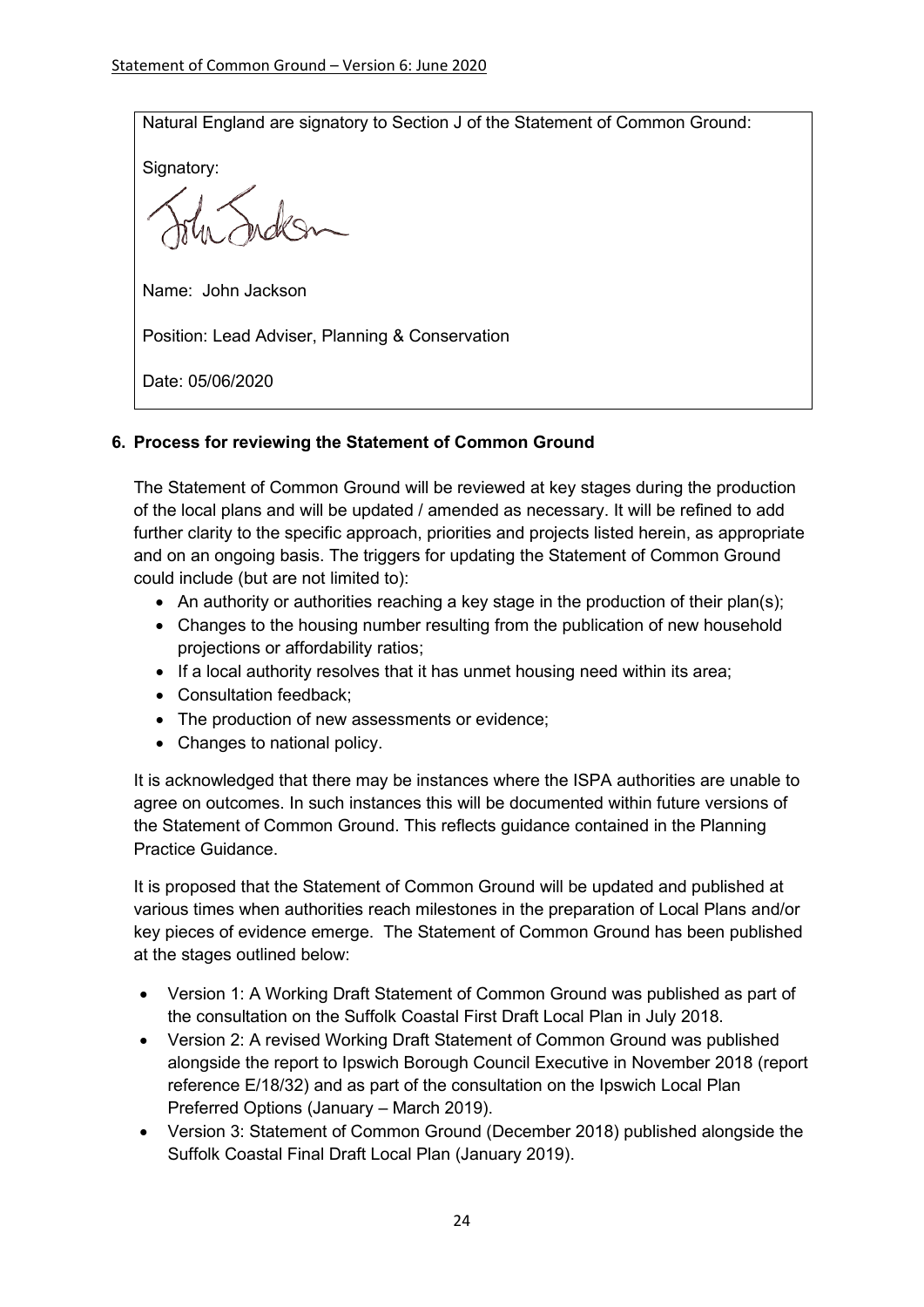Natural England are signatory to Section J of the Statement of Common Ground:

Signatory:

Name: John Jackson

Position: Lead Adviser, Planning & Conservation

Date: 05/06/2020

## 6. Process for reviewing the Statement of Common Ground

The Statement of Common Ground will be reviewed at key stages during the production of the local plans and will be updated / amended as necessary. It will be refined to add further clarity to the specific approach, priorities and projects listed herein, as appropriate and on an ongoing basis. The triggers for updating the Statement of Common Ground could include (but are not limited to):

- An authority or authorities reaching a key stage in the production of their plan(s);
- Changes to the housing number resulting from the publication of new household projections or affordability ratios;
- If a local authority resolves that it has unmet housing need within its area;
- Consultation feedback;
- The production of new assessments or evidence;
- Changes to national policy.

It is acknowledged that there may be instances where the ISPA authorities are unable to agree on outcomes. In such instances this will be documented within future versions of the Statement of Common Ground. This reflects guidance contained in the Planning Practice Guidance.

It is proposed that the Statement of Common Ground will be updated and published at various times when authorities reach milestones in the preparation of Local Plans and/or key pieces of evidence emerge. The Statement of Common Ground has been published at the stages outlined below:

- Version 1: A Working Draft Statement of Common Ground was published as part of the consultation on the Suffolk Coastal First Draft Local Plan in July 2018.
- Version 2: A revised Working Draft Statement of Common Ground was published alongside the report to Ipswich Borough Council Executive in November 2018 (report reference E/18/32) and as part of the consultation on the Ipswich Local Plan Preferred Options (January – March 2019).
- Version 3: Statement of Common Ground (December 2018) published alongside the Suffolk Coastal Final Draft Local Plan (January 2019).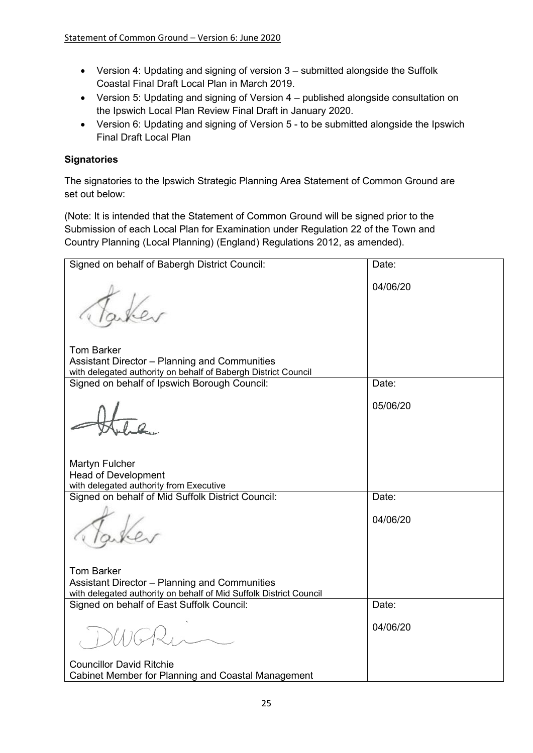- Version 4: Updating and signing of version 3 – submitted alongside the Suffolk Coastal Final Draft Local Plan in March 2019.
- Version 5: Updating and signing of Version 4 – published alongside consultation on the Ipswich Local Plan Review Final Draft in January 2020.
- Version 6: Updating and signing of Version 5 - to be submitted alongside the Ipswich Final Draft Local Plan

**Signatories**

The signatories to the Ipswich Strategic Planning Area Statement of Common Ground are set out below:

(Note: It is intended that the Statement of Common Ground will be signed prior to the Submission of each Local Plan for Examination under Regulation 22 of the Town and Country Planning (Local Planning) (England) Regulations 2012, as amended).

| Signed on behalf of Babergh District Council: | Date: |
|---|---|
| Tom Barker<br>Assistant Director – Planning and Communities<br>with delegated authority on behalf of Babergh District Council | 04/06/20 |
| Signed on behalf of Ipswich Borough Council: | Date: |
| Martyn Fulcher<br>Head of Development<br>with delegated authority from Executive | 05/06/20 |
| Signed on behalf of Mid Suffolk District Council: | Date: |
| Tom Barker<br>Assistant Director – Planning and Communities<br>with delegated authority on behalf of Mid Suffolk District Council | 04/06/20 |
| Signed on behalf of East Suffolk Council: | Date: |
| Councillor David Ritchie<br>Cabinet Member for Planning and Coastal Management | 04/06/20 |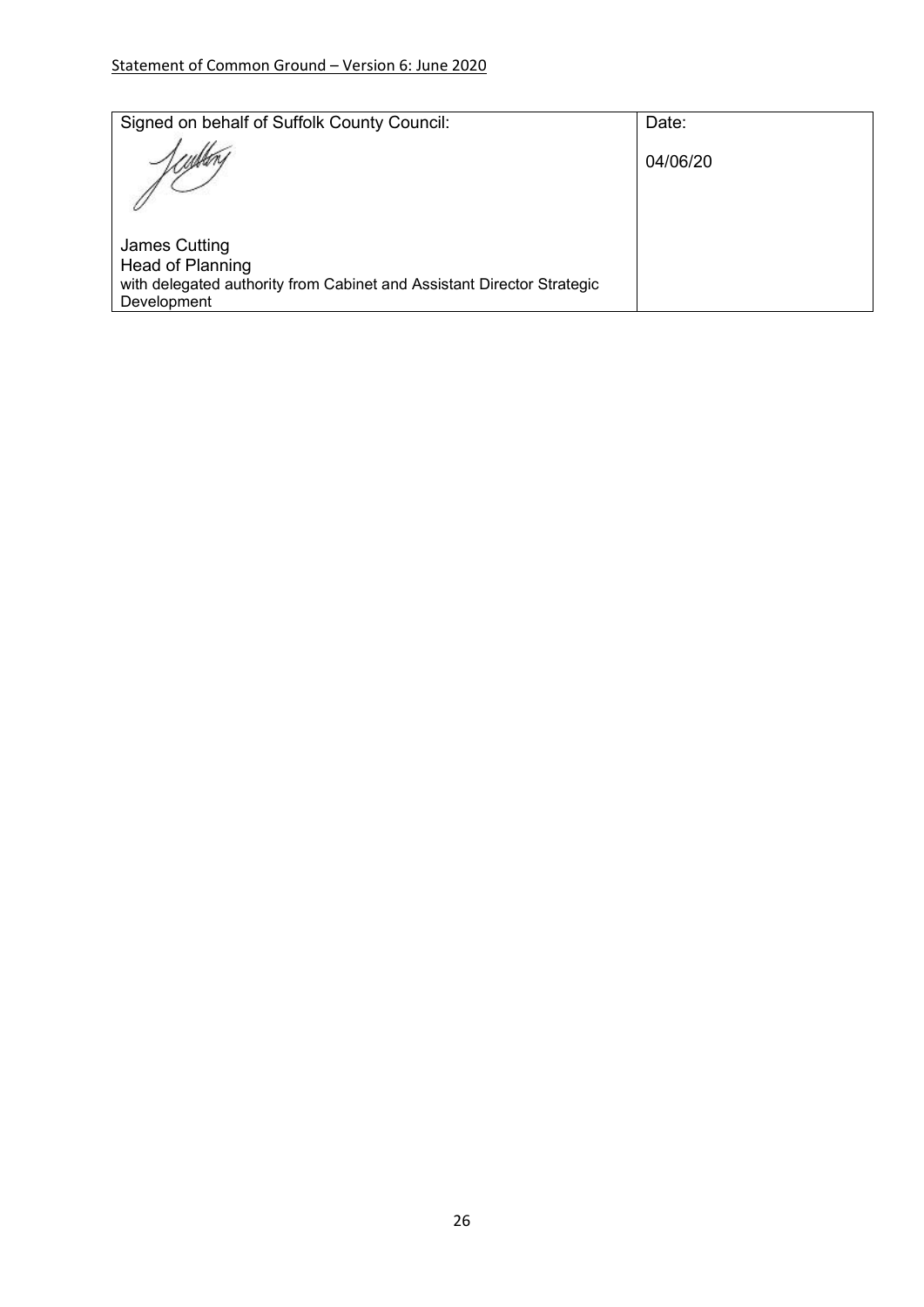| Signed on behalf of Suffolk County Council: | Date: |
| --- | --- |
| James Cutting<br>Head of Planning<br>with delegated authority from Cabinet and Assistant Director Strategic Development | 04/06/20 |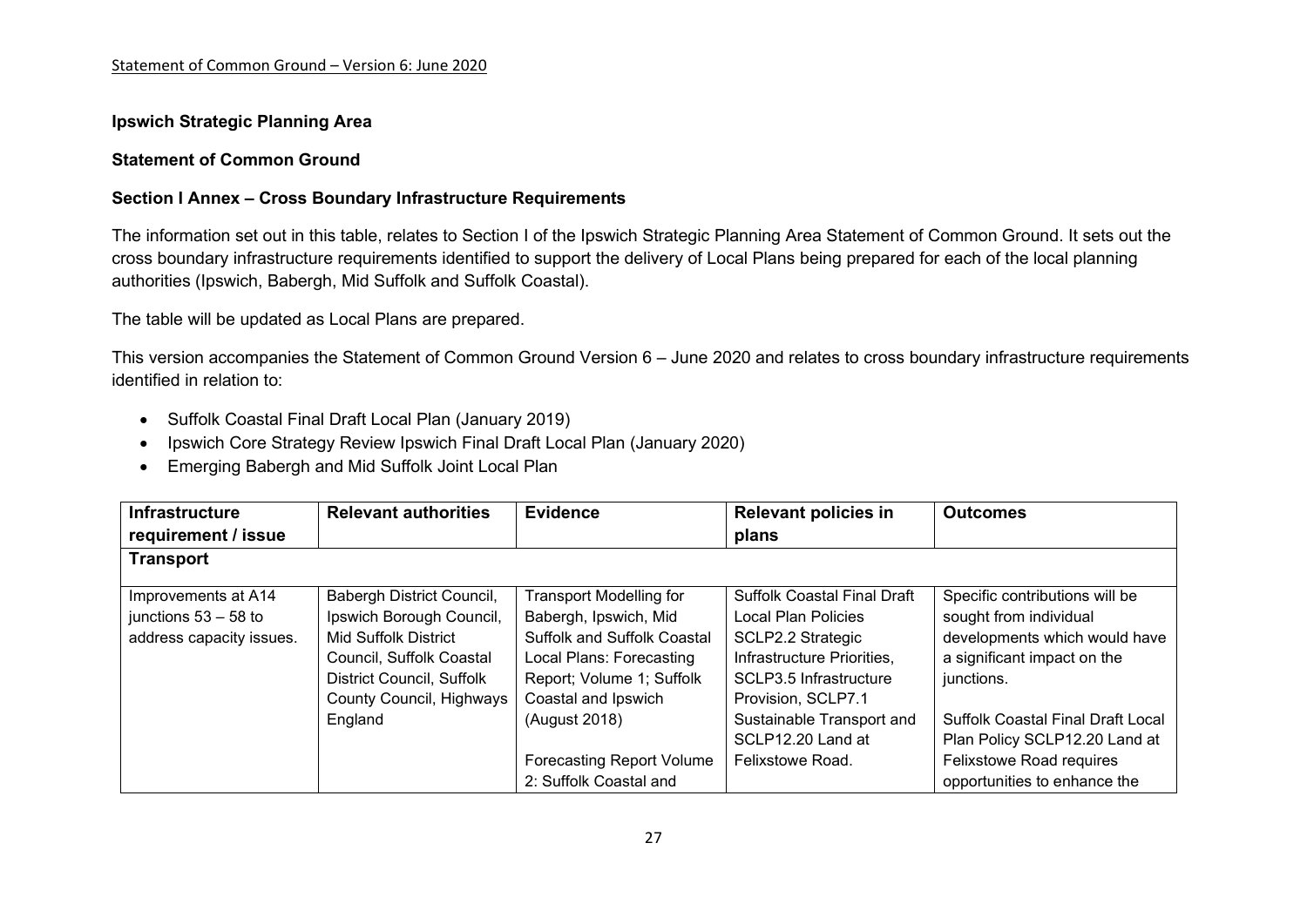**Ipswich Strategic Planning Area**

**Statement of Common Ground**

**Section I Annex – Cross Boundary Infrastructure Requirements**

The information set out in this table, relates to Section I of the Ipswich Strategic Planning Area Statement of Common Ground. It sets out the cross boundary infrastructure requirements identified to support the delivery of Local Plans being prepared for each of the local planning authorities (Ipswich, Babergh, Mid Suffolk and Suffolk Coastal).

The table will be updated as Local Plans are prepared.

This version accompanies the Statement of Common Ground Version 6 – June 2020 and relates to cross boundary infrastructure requirements identified in relation to:

- Suffolk Coastal Final Draft Local Plan (January 2019)
- Ipswich Core Strategy Review Ipswich Final Draft Local Plan (January 2020)
- Emerging Babergh and Mid Suffolk Joint Local Plan

| Infrastructure requirement / issue | Relevant authorities | Evidence | Relevant policies in plans | Outcomes |
|---|---|---|---|---|
| **Transport** | | | | |
| Improvements at A14 junctions 53 – 58 to address capacity issues. | Babergh District Council, Ipswich Borough Council, Mid Suffolk District Council, Suffolk Coastal District Council, Suffolk County Council, Highways England | Transport Modelling for Babergh, Ipswich, Mid Suffolk and Suffolk Coastal Local Plans: Forecasting Report; Volume 1; Suffolk Coastal and Ipswich (August 2018)<br><br>Forecasting Report Volume 2: Suffolk Coastal and | Suffolk Coastal Final Draft Local Plan Policies SCLP2.2 Strategic Infrastructure Priorities, SCLP3.5 Infrastructure Provision, SCLP7.1 Sustainable Transport and SCLP12.20 Land at Felixstowe Road. | Specific contributions will be sought from individual developments which would have a significant impact on the junctions.<br><br>Suffolk Coastal Final Draft Local Plan Policy SCLP12.20 Land at Felixstowe Road requires opportunities to enhance the |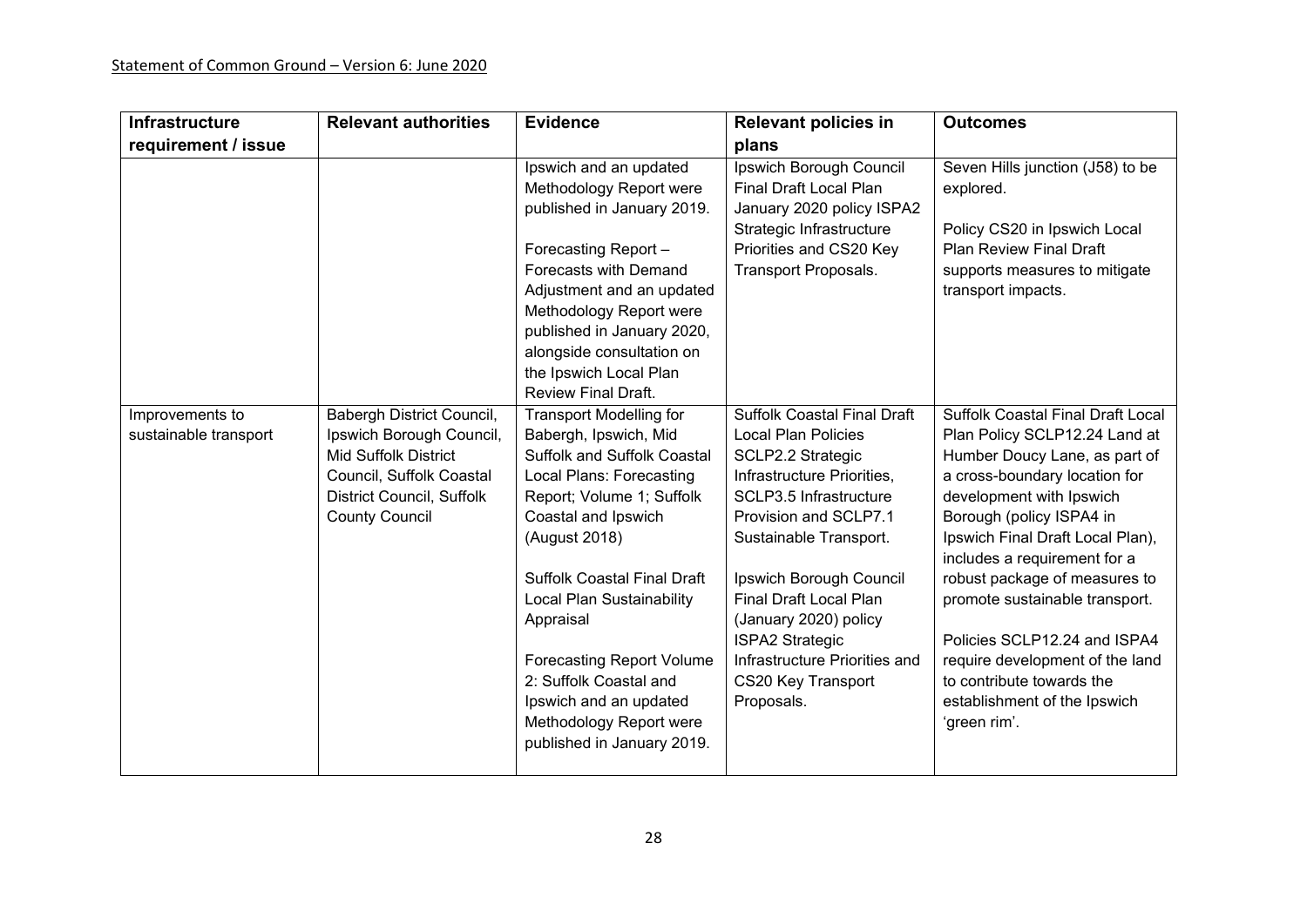| Infrastructure requirement / issue | Relevant authorities | Evidence | Relevant policies in plans | Outcomes |
|---|---|---|---|---|
| | | Ipswich and an updated Methodology Report were published in January 2019.<br><br>Forecasting Report – Forecasts with Demand Adjustment and an updated Methodology Report were published in January 2020, alongside consultation on the Ipswich Local Plan Review Final Draft. | Ipswich Borough Council Final Draft Local Plan January 2020 policy ISPA2 Strategic Infrastructure Priorities and CS20 Key Transport Proposals. | Seven Hills junction (J58) to be explored.<br><br>Policy CS20 in Ipswich Local Plan Review Final Draft supports measures to mitigate transport impacts. |
| Improvements to sustainable transport | Babergh District Council, Ipswich Borough Council, Mid Suffolk District Council, Suffolk Coastal District Council, Suffolk County Council | Transport Modelling for Babergh, Ipswich, Mid Suffolk and Suffolk Coastal Local Plans: Forecasting Report; Volume 1; Suffolk Coastal and Ipswich (August 2018)<br><br>Suffolk Coastal Final Draft Local Plan Sustainability Appraisal<br><br>Forecasting Report Volume 2: Suffolk Coastal and Ipswich and an updated Methodology Report were published in January 2019. | Suffolk Coastal Final Draft Local Plan Policies SCLP2.2 Strategic Infrastructure Priorities, SCLP3.5 Infrastructure Provision and SCLP7.1 Sustainable Transport.<br><br>Ipswich Borough Council Final Draft Local Plan (January 2020) policy ISPA2 Strategic Infrastructure Priorities and CS20 Key Transport Proposals. | Suffolk Coastal Final Draft Local Plan Policy SCLP12.24 Land at Humber Doucy Lane, as part of a cross-boundary location for development with Ipswich Borough (policy ISPA4 in Ipswich Final Draft Local Plan), includes a requirement for a robust package of measures to promote sustainable transport.<br><br>Policies SCLP12.24 and ISPA4 require development of the land to contribute towards the establishment of the Ipswich 'green rim'. |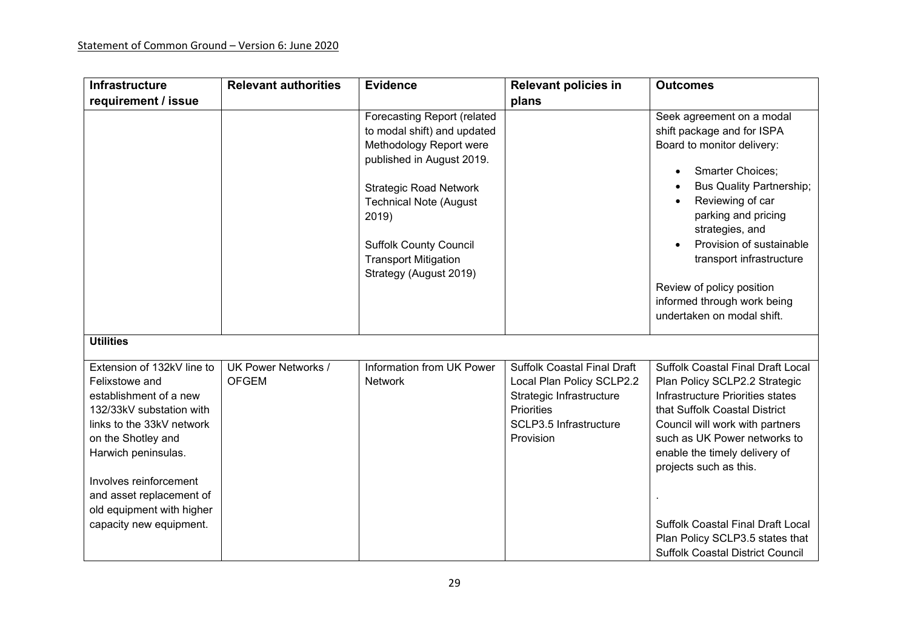| Infrastructure requirement / issue | Relevant authorities | Evidence | Relevant policies in plans | Outcomes |
|---|---|---|---|---|
| | | Forecasting Report (related to modal shift) and updated Methodology Report were published in August 2019.<br><br>Strategic Road Network Technical Note (August 2019)<br><br>Suffolk County Council Transport Mitigation Strategy (August 2019) | | Seek agreement on a modal shift package and for ISPA Board to monitor delivery:<br><br>• Smarter Choices;<br>• Bus Quality Partnership;<br>• Reviewing of car parking and pricing strategies, and<br>• Provision of sustainable transport infrastructure<br><br>Review of policy position informed through work being undertaken on modal shift. |
| **Utilities** | | | | |
| Extension of 132kV line to Felixstowe and establishment of a new 132/33kV substation with links to the 33kV network on the Shotley and Harwich peninsulas.<br><br>Involves reinforcement and asset replacement of old equipment with higher capacity new equipment. | UK Power Networks / OFGEM | Information from UK Power Network | Suffolk Coastal Final Draft Local Plan Policy SCLP2.2 Strategic Infrastructure Priorities<br>SCLP3.5 Infrastructure Provision | Suffolk Coastal Final Draft Local Plan Policy SCLP2.2 Strategic Infrastructure Priorities states that Suffolk Coastal District Council will work with partners such as UK Power networks to enable the timely delivery of projects such as this.<br><br>.<br><br>Suffolk Coastal Final Draft Local Plan Policy SCLP3.5 states that Suffolk Coastal District Council |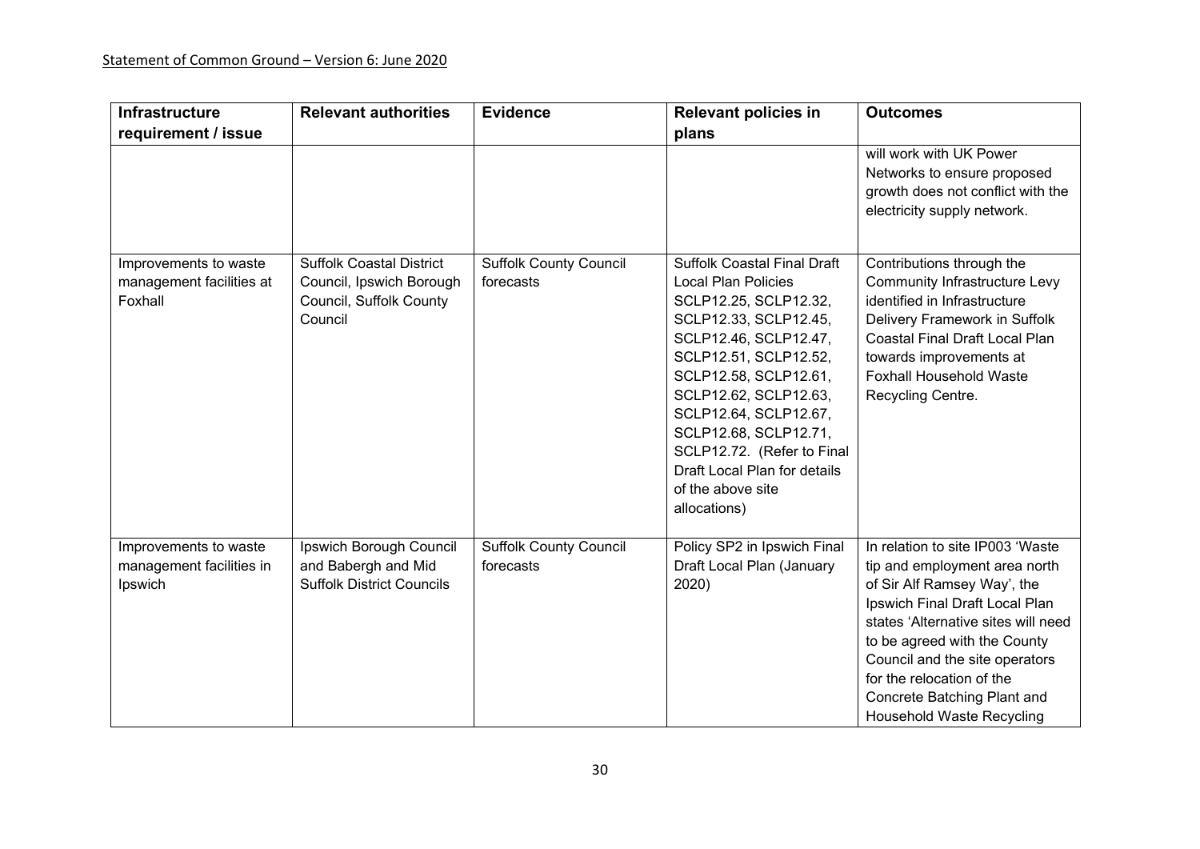| Infrastructure requirement / issue | Relevant authorities | Evidence | Relevant policies in plans | Outcomes |
|---|---|---|---|---|
| | | | | will work with UK Power Networks to ensure proposed growth does not conflict with the electricity supply network. |
| Improvements to waste management facilities at Foxhall | Suffolk Coastal District Council, Ipswich Borough Council, Suffolk County Council | Suffolk County Council forecasts | Suffolk Coastal Final Draft Local Plan Policies SCLP12.25, SCLP12.32, SCLP12.33, SCLP12.45, SCLP12.46, SCLP12.47, SCLP12.51, SCLP12.52, SCLP12.58, SCLP12.61, SCLP12.62, SCLP12.63, SCLP12.64, SCLP12.67, SCLP12.68, SCLP12.71, SCLP12.72. (Refer to Final Draft Local Plan for details of the above site allocations) | Contributions through the Community Infrastructure Levy identified in Infrastructure Delivery Framework in Suffolk Coastal Final Draft Local Plan towards improvements at Foxhall Household Waste Recycling Centre. |
| Improvements to waste management facilities in Ipswich | Ipswich Borough Council and Babergh and Mid Suffolk District Councils | Suffolk County Council forecasts | Policy SP2 in Ipswich Final Draft Local Plan (January 2020) | In relation to site IP003 'Waste tip and employment area north of Sir Alf Ramsey Way', the Ipswich Final Draft Local Plan states 'Alternative sites will need to be agreed with the County Council and the site operators for the relocation of the Concrete Batching Plant and Household Waste Recycling |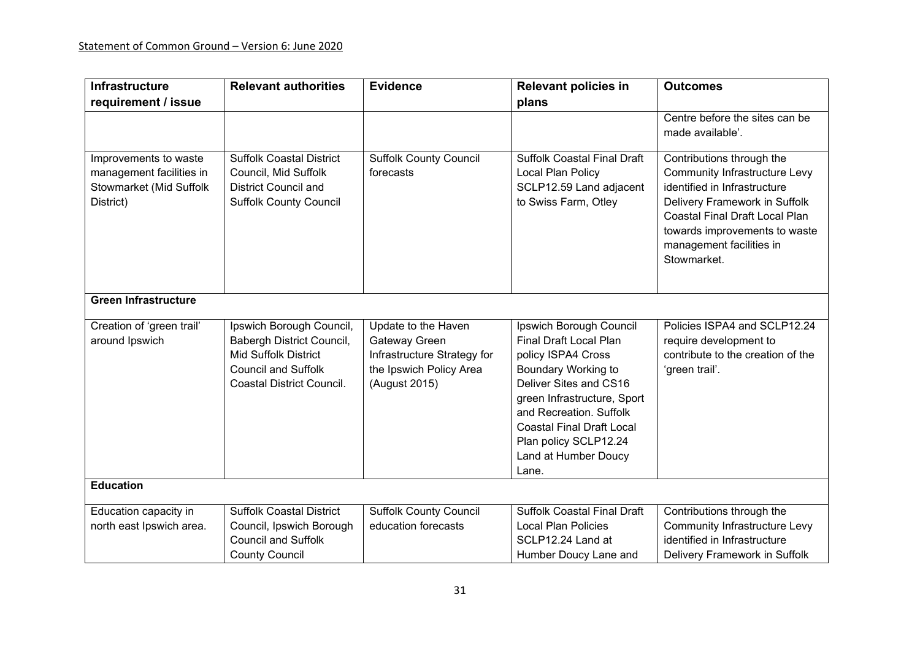| Infrastructure requirement / issue | Relevant authorities | Evidence | Relevant policies in plans | Outcomes |
|---|---|---|---|---|
| | | | | Centre before the sites can be made available'. |
| Improvements to waste management facilities in Stowmarket (Mid Suffolk District) | Suffolk Coastal District Council, Mid Suffolk District Council and Suffolk County Council | Suffolk County Council forecasts | Suffolk Coastal Final Draft Local Plan Policy SCLP12.59 Land adjacent to Swiss Farm, Otley | Contributions through the Community Infrastructure Levy identified in Infrastructure Delivery Framework in Suffolk Coastal Final Draft Local Plan towards improvements to waste management facilities in Stowmarket. |
| **Green Infrastructure** | | | | |
| Creation of 'green trail' around Ipswich | Ipswich Borough Council, Babergh District Council, Mid Suffolk District Council and Suffolk Coastal District Council. | Update to the Haven Gateway Green Infrastructure Strategy for the Ipswich Policy Area (August 2015) | Ipswich Borough Council Final Draft Local Plan policy ISPA4 Cross Boundary Working to Deliver Sites and CS16 green Infrastructure, Sport and Recreation. Suffolk Coastal Final Draft Local Plan policy SCLP12.24 Land at Humber Doucy Lane. | Policies ISPA4 and SCLP12.24 require development to contribute to the creation of the 'green trail'. |
| **Education** | | | | |
| Education capacity in north east Ipswich area. | Suffolk Coastal District Council, Ipswich Borough Council and Suffolk County Council | Suffolk County Council education forecasts | Suffolk Coastal Final Draft Local Plan Policies SCLP12.24 Land at Humber Doucy Lane and | Contributions through the Community Infrastructure Levy identified in Infrastructure Delivery Framework in Suffolk |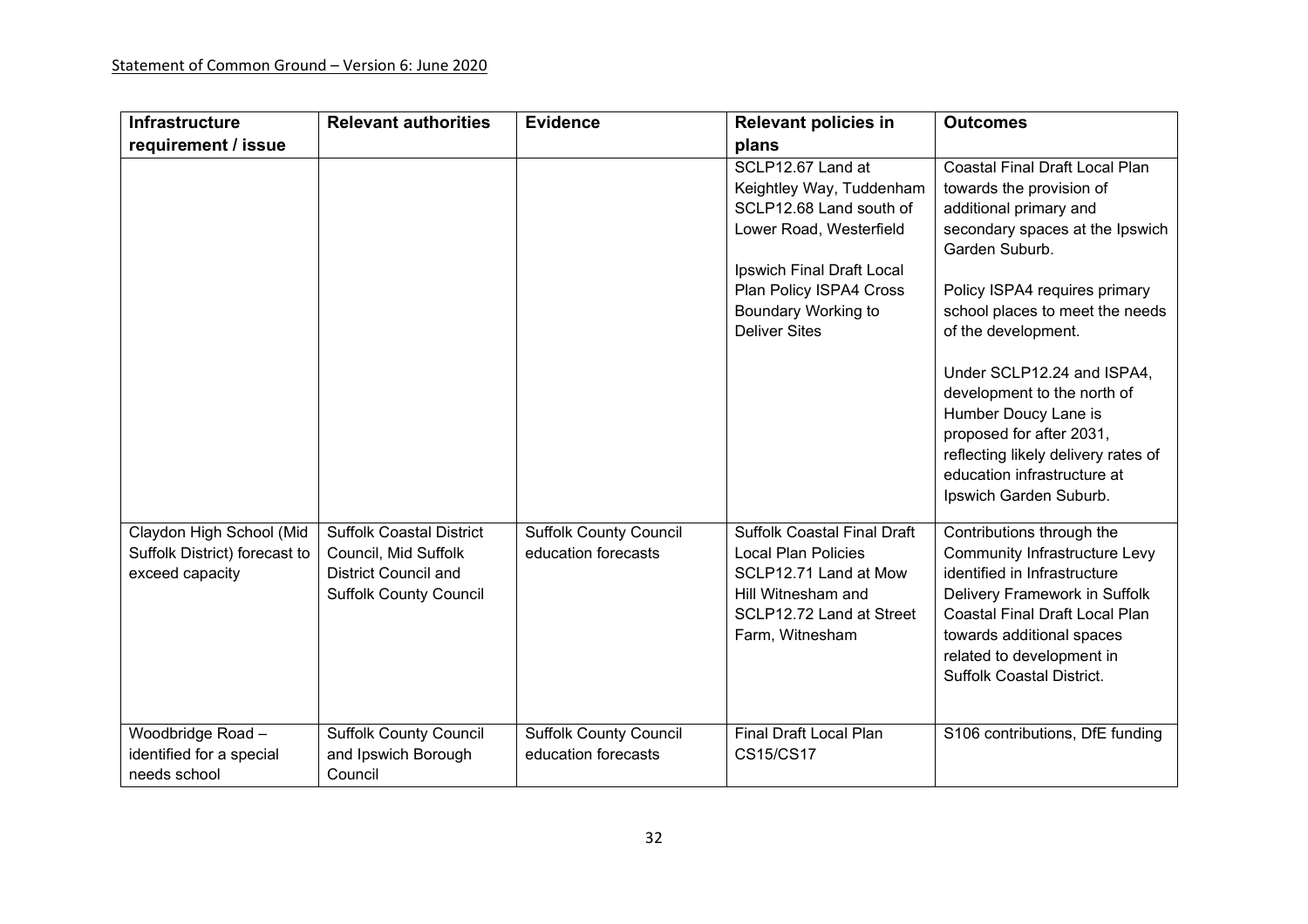| Infrastructure requirement / issue | Relevant authorities | Evidence | Relevant policies in plans | Outcomes |
|---|---|---|---|---|
| | | | SCLP12.67 Land at Keightley Way, Tuddenham<br>SCLP12.68 Land south of Lower Road, Westerfield<br><br>Ipswich Final Draft Local Plan Policy ISPA4 Cross Boundary Working to Deliver Sites | Coastal Final Draft Local Plan towards the provision of additional primary and secondary spaces at the Ipswich Garden Suburb.<br><br>Policy ISPA4 requires primary school places to meet the needs of the development.<br><br>Under SCLP12.24 and ISPA4, development to the north of Humber Doucy Lane is proposed for after 2031, reflecting likely delivery rates of education infrastructure at Ipswich Garden Suburb. |
| Claydon High School (Mid Suffolk District) forecast to exceed capacity | Suffolk Coastal District Council, Mid Suffolk District Council and Suffolk County Council | Suffolk County Council education forecasts | Suffolk Coastal Final Draft Local Plan Policies SCLP12.71 Land at Mow Hill Witnesham and SCLP12.72 Land at Street Farm, Witnesham | Contributions through the Community Infrastructure Levy identified in Infrastructure Delivery Framework in Suffolk Coastal Final Draft Local Plan towards additional spaces related to development in Suffolk Coastal District. |
| Woodbridge Road – identified for a special needs school | Suffolk County Council and Ipswich Borough Council | Suffolk County Council education forecasts | Final Draft Local Plan CS15/CS17 | S106 contributions, DfE funding |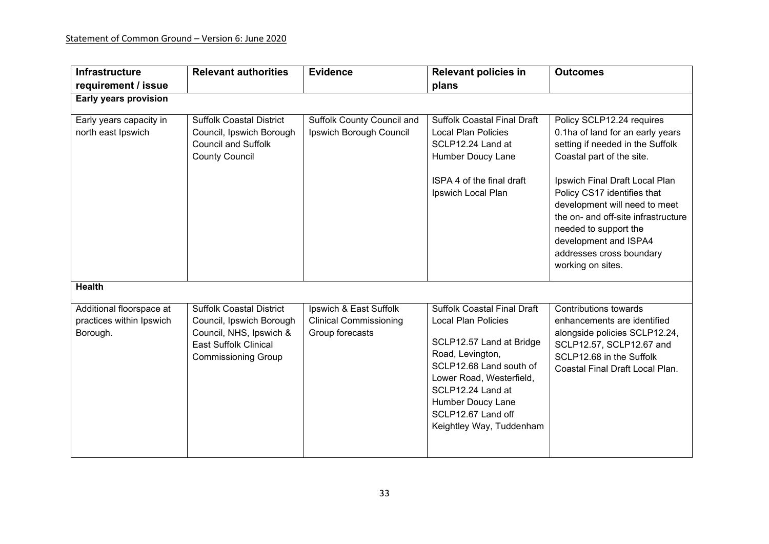| Infrastructure requirement / issue | Relevant authorities | Evidence | Relevant policies in plans | Outcomes |
| --- | --- | --- | --- | --- |
| **Early years provision** | | | | |
| Early years capacity in north east Ipswich | Suffolk Coastal District Council, Ipswich Borough Council and Suffolk County Council | Suffolk County Council and Ipswich Borough Council | Suffolk Coastal Final Draft Local Plan Policies SCLP12.24 Land at Humber Doucy Lane<br><br>ISPA 4 of the final draft Ipswich Local Plan | Policy SCLP12.24 requires 0.1ha of land for an early years setting if needed in the Suffolk Coastal part of the site.<br><br>Ipswich Final Draft Local Plan Policy CS17 identifies that development will need to meet the on- and off-site infrastructure needed to support the development and ISPA4 addresses cross boundary working on sites. |
| **Health** | | | | |
| Additional floorspace at practices within Ipswich Borough. | Suffolk Coastal District Council, Ipswich Borough Council, NHS, Ipswich & East Suffolk Clinical Commissioning Group | Ipswich & East Suffolk Clinical Commissioning Group forecasts | Suffolk Coastal Final Draft Local Plan Policies<br><br>SCLP12.57 Land at Bridge Road, Levington,<br>SCLP12.68 Land south of Lower Road, Westerfield,<br>SCLP12.24 Land at Humber Doucy Lane<br>SCLP12.67 Land off Keightley Way, Tuddenham | Contributions towards enhancements are identified alongside policies SCLP12.24, SCLP12.57, SCLP12.67 and SCLP12.68 in the Suffolk Coastal Final Draft Local Plan. |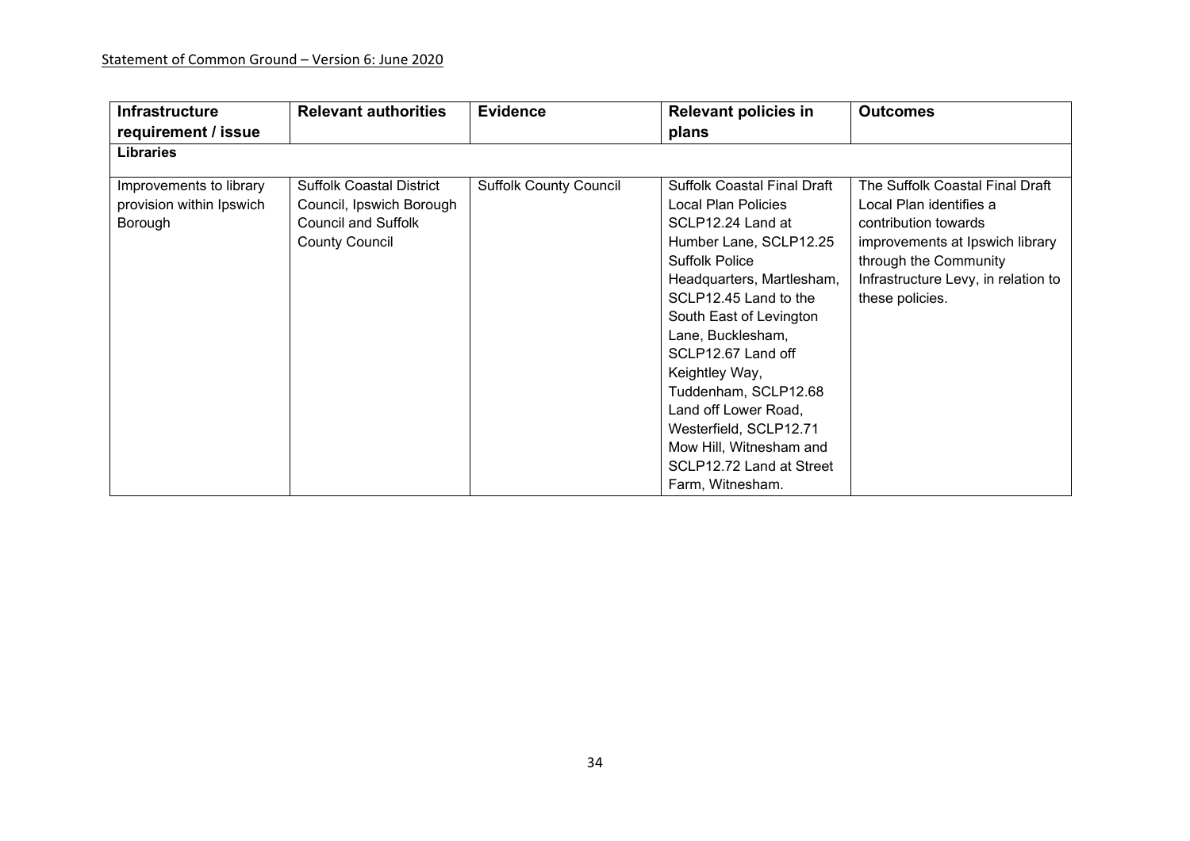| Infrastructure requirement / issue | Relevant authorities | Evidence | Relevant policies in plans | Outcomes |
|---|---|---|---|---|
| **Libraries** | | | | |
| Improvements to library provision within Ipswich Borough | Suffolk Coastal District Council, Ipswich Borough Council and Suffolk County Council | Suffolk County Council | Suffolk Coastal Final Draft Local Plan Policies SCLP12.24 Land at Humber Lane, SCLP12.25 Suffolk Police Headquarters, Martlesham, SCLP12.45 Land to the South East of Levington Lane, Bucklesham, SCLP12.67 Land off Keightley Way, Tuddenham, SCLP12.68 Land off Lower Road, Westerfield, SCLP12.71 Mow Hill, Witnesham and SCLP12.72 Land at Street Farm, Witnesham. | The Suffolk Coastal Final Draft Local Plan identifies a contribution towards improvements at Ipswich library through the Community Infrastructure Levy, in relation to these policies. |